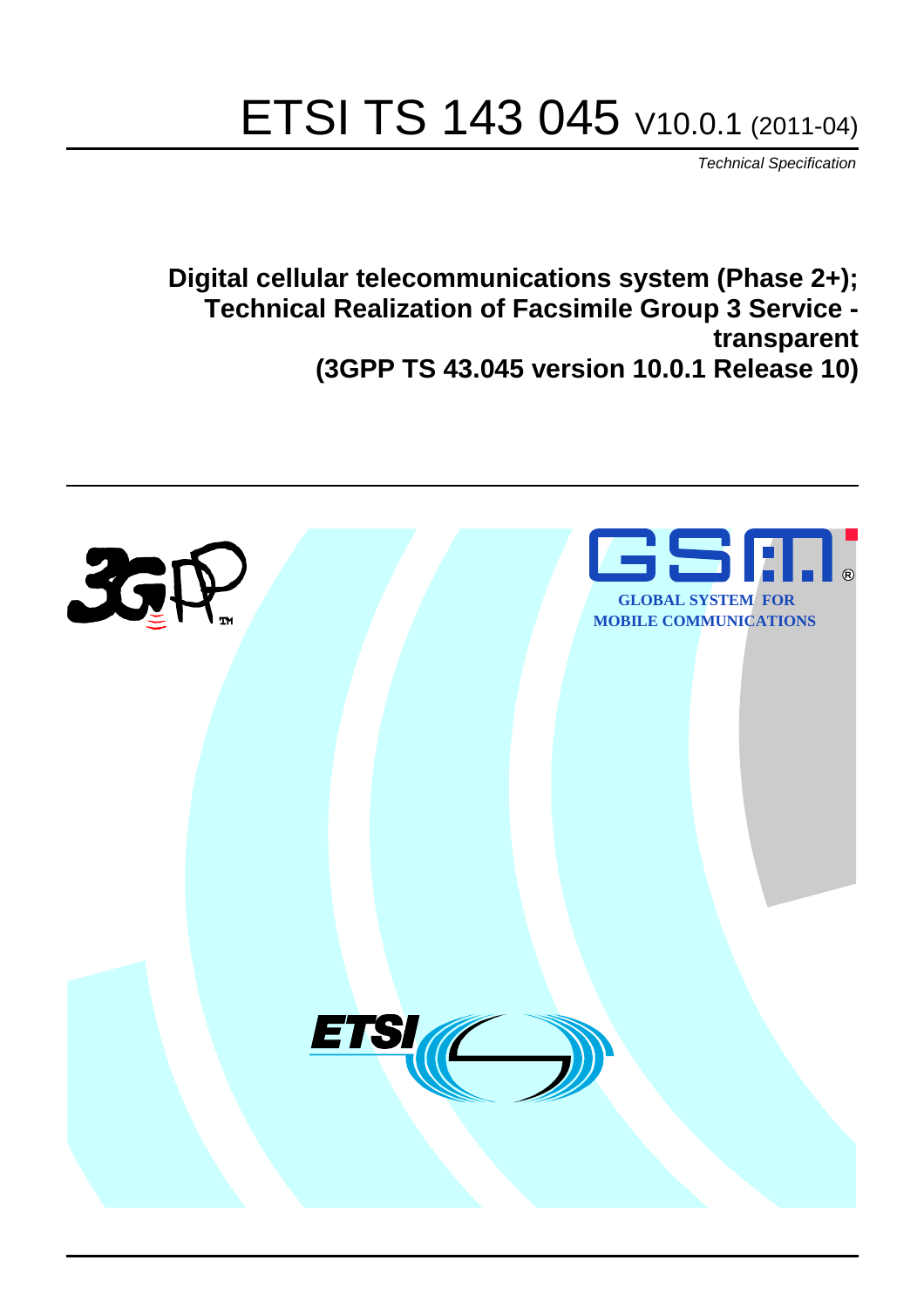# ETSI TS 143 045 V10.0.1 (2011-04)

*Technical Specification*

**Digital cellular telecommunications system (Phase 2+); Technical Realization of Facsimile Group 3 Service - transparent (3GPP TS 43.045 version 10.0.1 Release 10)**

GLOBAL SYSTEM FOR MOBILE COMMUNICATIONS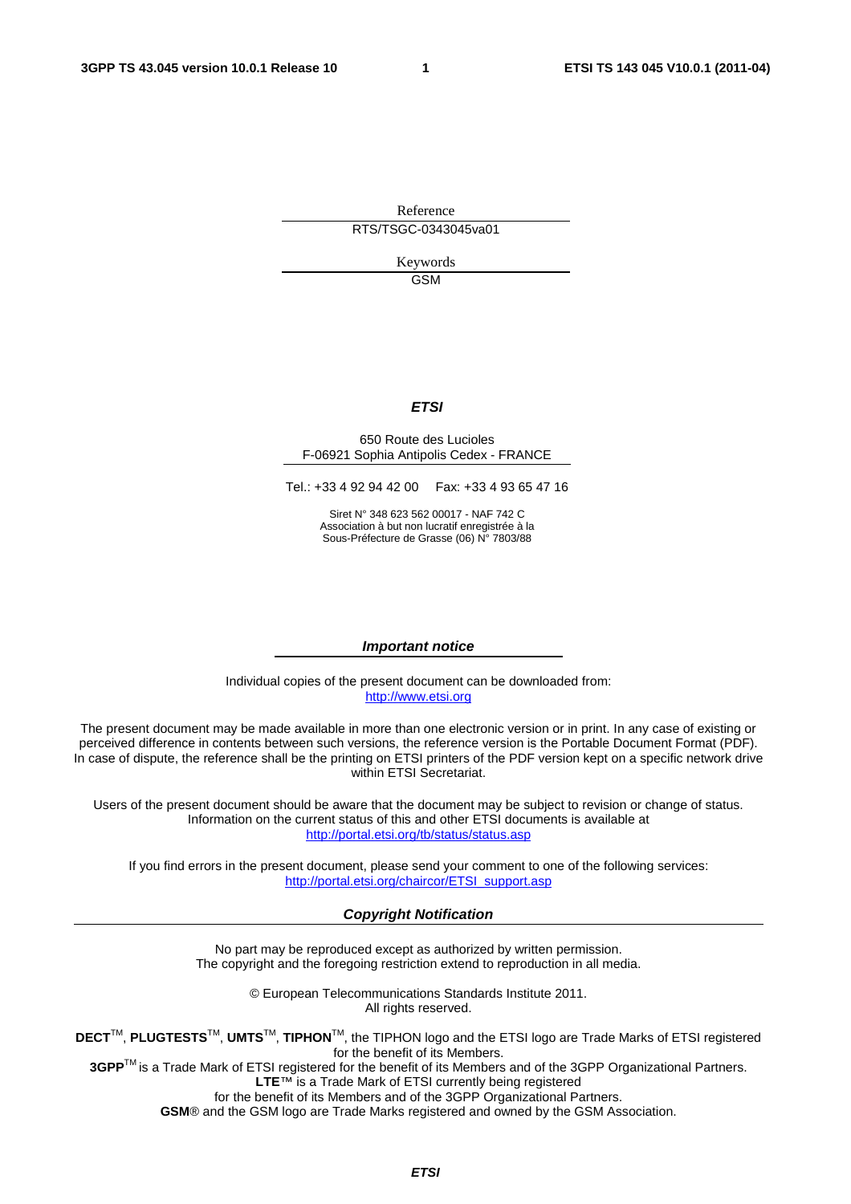Reference

RTS/TSGC-0343045va01

Keywords

GSM

***ETSI***

650 Route des Lucioles
F-06921 Sophia Antipolis Cedex - FRANCE

Tel.: +33 4 92 94 42 00 Fax: +33 4 93 65 47 16

Siret N° 348 623 562 00017 - NAF 742 C
Association à but non lucratif enregistrée à la
Sous-Préfecture de Grasse (06) N° 7803/88

***Important notice***

Individual copies of the present document can be downloaded from:
http://www.etsi.org

The present document may be made available in more than one electronic version or in print. In any case of existing or perceived difference in contents between such versions, the reference version is the Portable Document Format (PDF). In case of dispute, the reference shall be the printing on ETSI printers of the PDF version kept on a specific network drive within ETSI Secretariat.

Users of the present document should be aware that the document may be subject to revision or change of status. Information on the current status of this and other ETSI documents is available at
http://portal.etsi.org/tb/status/status.asp

If you find errors in the present document, please send your comment to one of the following services:
http://portal.etsi.org/chaircor/ETSI_support.asp

***Copyright Notification***

No part may be reproduced except as authorized by written permission.
The copyright and the foregoing restriction extend to reproduction in all media.

© European Telecommunications Standards Institute 2011.
All rights reserved.

**DECT**™, **PLUGTESTS**™, **UMTS**™, **TIPHON**™, the TIPHON logo and the ETSI logo are Trade Marks of ETSI registered for the benefit of its Members.
**3GPP**™ is a Trade Mark of ETSI registered for the benefit of its Members and of the 3GPP Organizational Partners.
**LTE**™ is a Trade Mark of ETSI currently being registered
for the benefit of its Members and of the 3GPP Organizational Partners.
**GSM**® and the GSM logo are Trade Marks registered and owned by the GSM Association.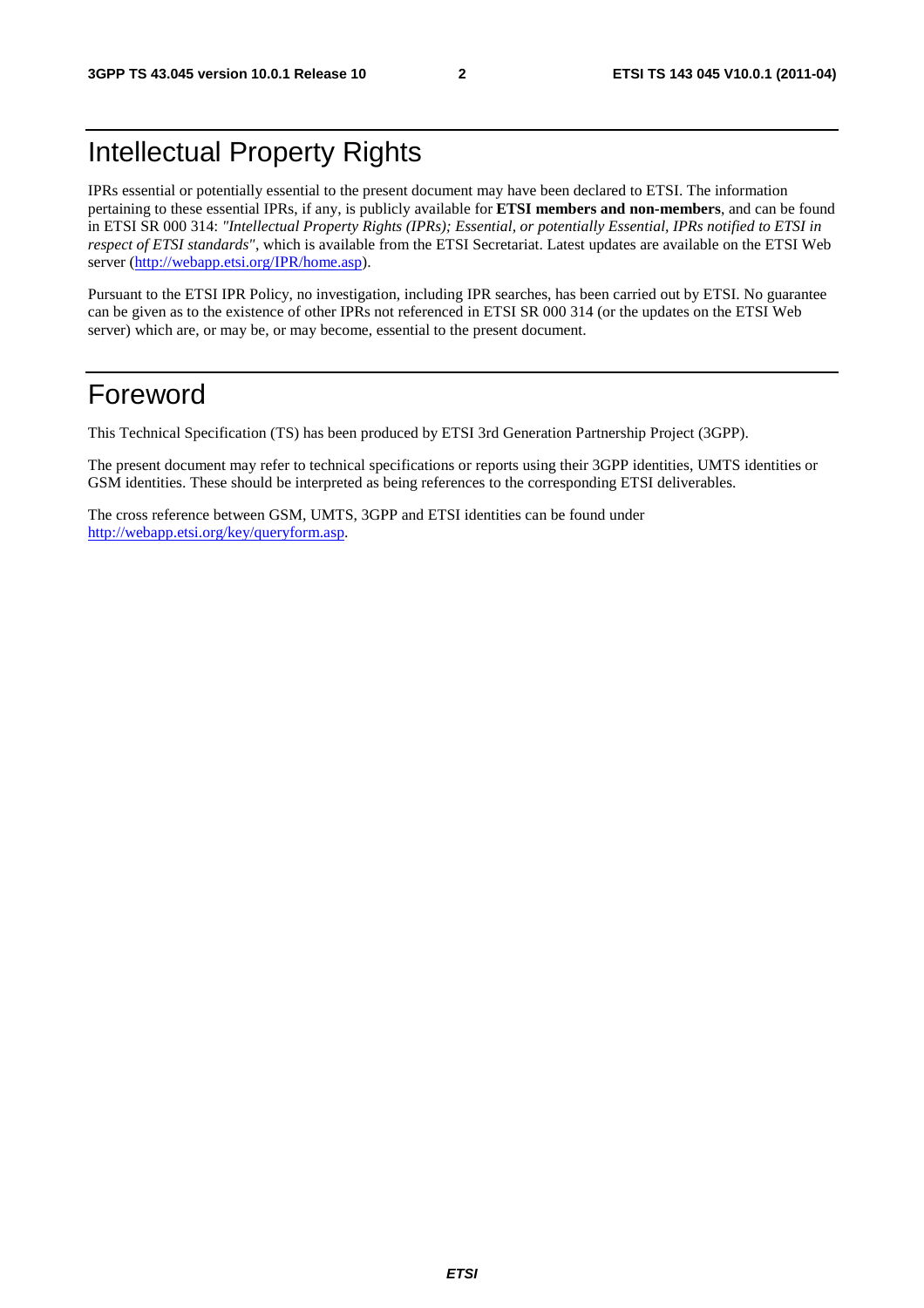# Intellectual Property Rights

IPRs essential or potentially essential to the present document may have been declared to ETSI. The information pertaining to these essential IPRs, if any, is publicly available for **ETSI members and non-members**, and can be found in ETSI SR 000 314: *"Intellectual Property Rights (IPRs); Essential, or potentially Essential, IPRs notified to ETSI in respect of ETSI standards"*, which is available from the ETSI Secretariat. Latest updates are available on the ETSI Web server (http://webapp.etsi.org/IPR/home.asp).

Pursuant to the ETSI IPR Policy, no investigation, including IPR searches, has been carried out by ETSI. No guarantee can be given as to the existence of other IPRs not referenced in ETSI SR 000 314 (or the updates on the ETSI Web server) which are, or may be, or may become, essential to the present document.

# Foreword

This Technical Specification (TS) has been produced by ETSI 3rd Generation Partnership Project (3GPP).

The present document may refer to technical specifications or reports using their 3GPP identities, UMTS identities or GSM identities. These should be interpreted as being references to the corresponding ETSI deliverables.

The cross reference between GSM, UMTS, 3GPP and ETSI identities can be found under http://webapp.etsi.org/key/queryform.asp.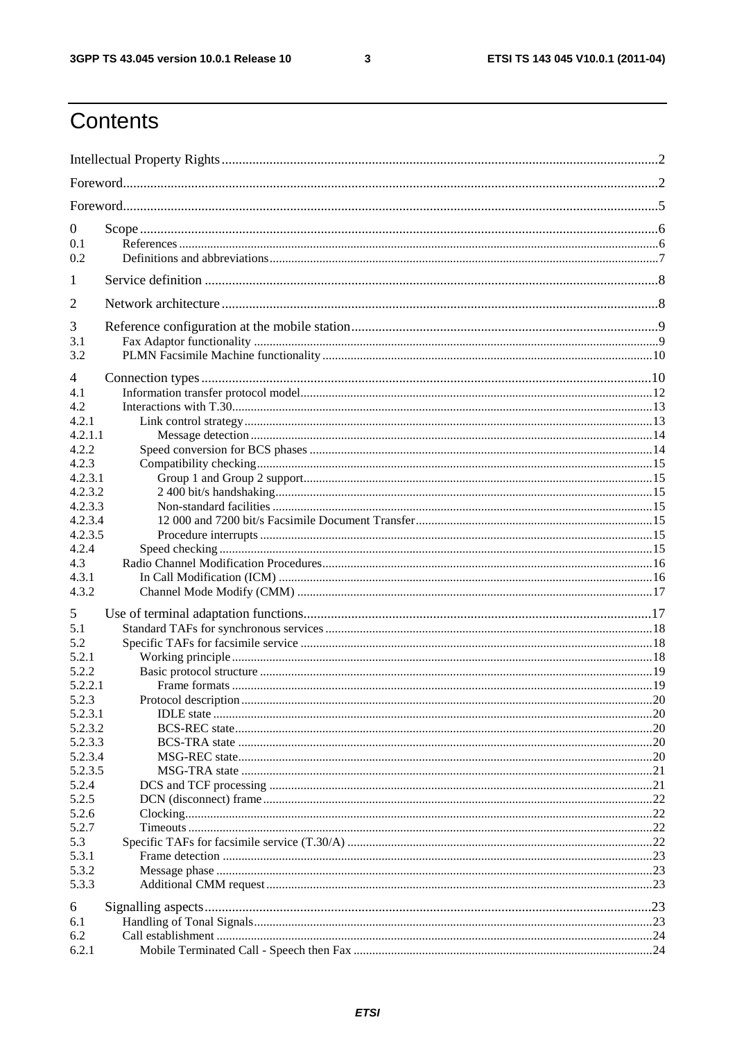# Contents

Intellectual Property Rights ..... 2

Foreword ..... 2

Foreword ..... 5

0 Scope ..... 6

0.1 References ..... 6

0.2 Definitions and abbreviations ..... 7

1 Service definition ..... 8

2 Network architecture ..... 8

3 Reference configuration at the mobile station ..... 9

3.1 Fax Adaptor functionality ..... 9

3.2 PLMN Facsimile Machine functionality ..... 10

4 Connection types ..... 10

4.1 Information transfer protocol model ..... 12

4.2 Interactions with T.30 ..... 13

4.2.1 Link control strategy ..... 13

4.2.1.1 Message detection ..... 14

4.2.2 Speed conversion for BCS phases ..... 14

4.2.3 Compatibility checking ..... 15

4.2.3.1 Group 1 and Group 2 support ..... 15

4.2.3.2 2 400 bit/s handshaking ..... 15

4.2.3.3 Non-standard facilities ..... 15

4.2.3.4 12 000 and 7200 bit/s Facsimile Document Transfer ..... 15

4.2.3.5 Procedure interrupts ..... 15

4.2.4 Speed checking ..... 15

4.3 Radio Channel Modification Procedures ..... 16

4.3.1 In Call Modification (ICM) ..... 16

4.3.2 Channel Mode Modify (CMM) ..... 17

5 Use of terminal adaptation functions ..... 17

5.1 Standard TAFs for synchronous services ..... 18

5.2 Specific TAFs for facsimile service ..... 18

5.2.1 Working principle ..... 18

5.2.2 Basic protocol structure ..... 19

5.2.2.1 Frame formats ..... 19

5.2.3 Protocol description ..... 20

5.2.3.1 IDLE state ..... 20

5.2.3.2 BCS-REC state ..... 20

5.2.3.3 BCS-TRA state ..... 20

5.2.3.4 MSG-REC state ..... 20

5.2.3.5 MSG-TRA state ..... 21

5.2.4 DCS and TCF processing ..... 21

5.2.5 DCN (disconnect) frame ..... 22

5.2.6 Clocking ..... 22

5.2.7 Timeouts ..... 22

5.3 Specific TAFs for facsimile service (T.30/A) ..... 22

5.3.1 Frame detection ..... 23

5.3.2 Message phase ..... 23

5.3.3 Additional CMM request ..... 23

6 Signalling aspects ..... 23

6.1 Handling of Tonal Signals ..... 23

6.2 Call establishment ..... 24

6.2.1 Mobile Terminated Call - Speech then Fax ..... 24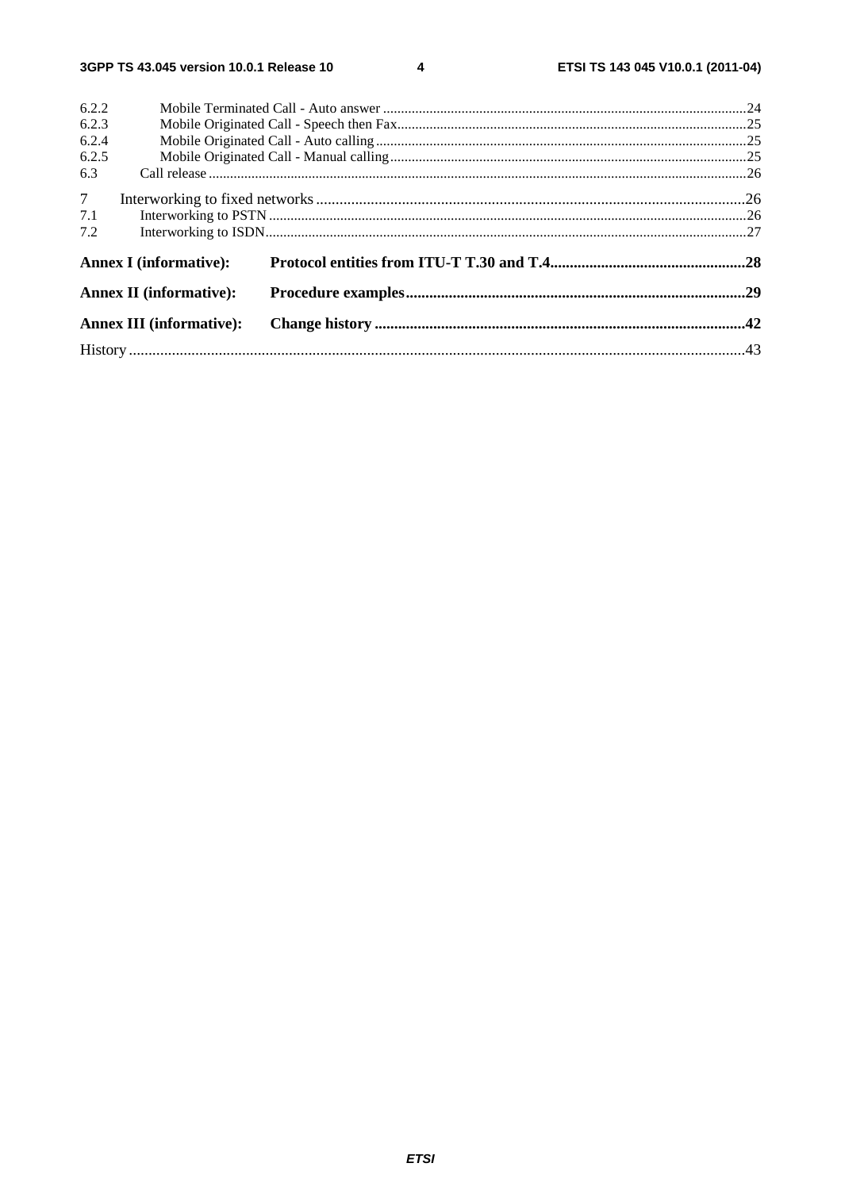6.2.2 Mobile Terminated Call - Auto answer ..... 24
6.2.3 Mobile Originated Call - Speech then Fax ..... 25
6.2.4 Mobile Originated Call - Auto calling ..... 25
6.2.5 Mobile Originated Call - Manual calling ..... 25
6.3 Call release ..... 26

7 Interworking to fixed networks ..... 26
7.1 Interworking to PSTN ..... 26
7.2 Interworking to ISDN ..... 27

**Annex I (informative): Protocol entities from ITU-T T.30 and T.4 ..... 28**

**Annex II (informative): Procedure examples ..... 29**

**Annex III (informative): Change history ..... 42**

History ..... 43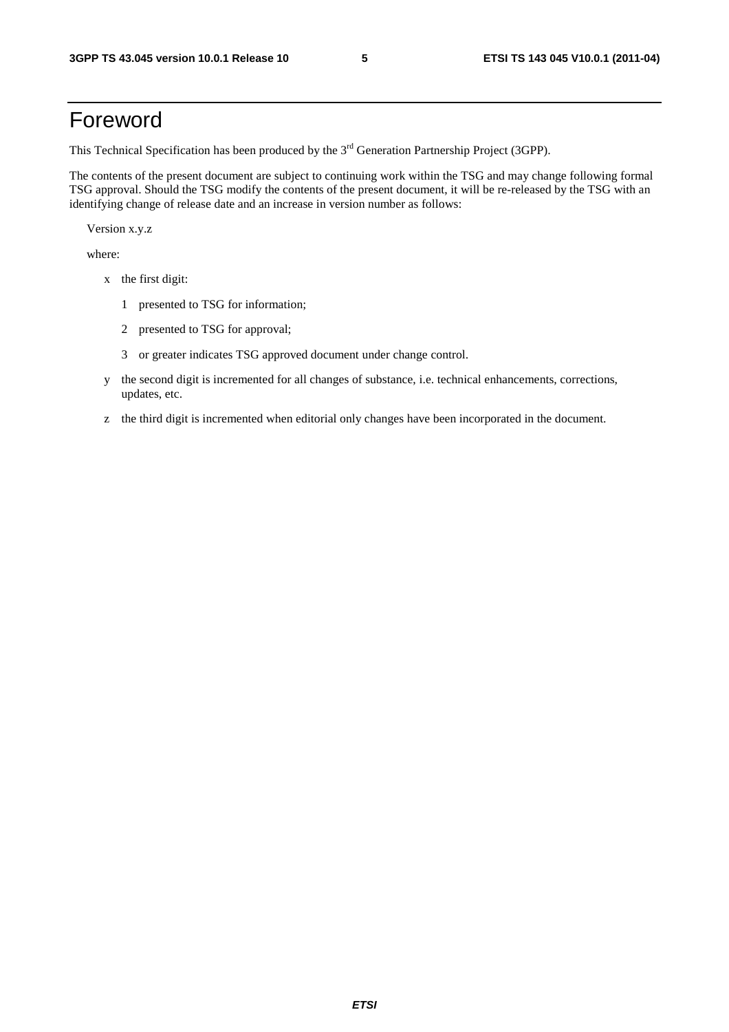# Foreword

This Technical Specification has been produced by the 3rd Generation Partnership Project (3GPP).

The contents of the present document are subject to continuing work within the TSG and may change following formal TSG approval. Should the TSG modify the contents of the present document, it will be re-released by the TSG with an identifying change of release date and an increase in version number as follows:

Version x.y.z

where:

- x the first digit:
  - 1 presented to TSG for information;
  - 2 presented to TSG for approval;
  - 3 or greater indicates TSG approved document under change control.
- y the second digit is incremented for all changes of substance, i.e. technical enhancements, corrections, updates, etc.
- z the third digit is incremented when editorial only changes have been incorporated in the document.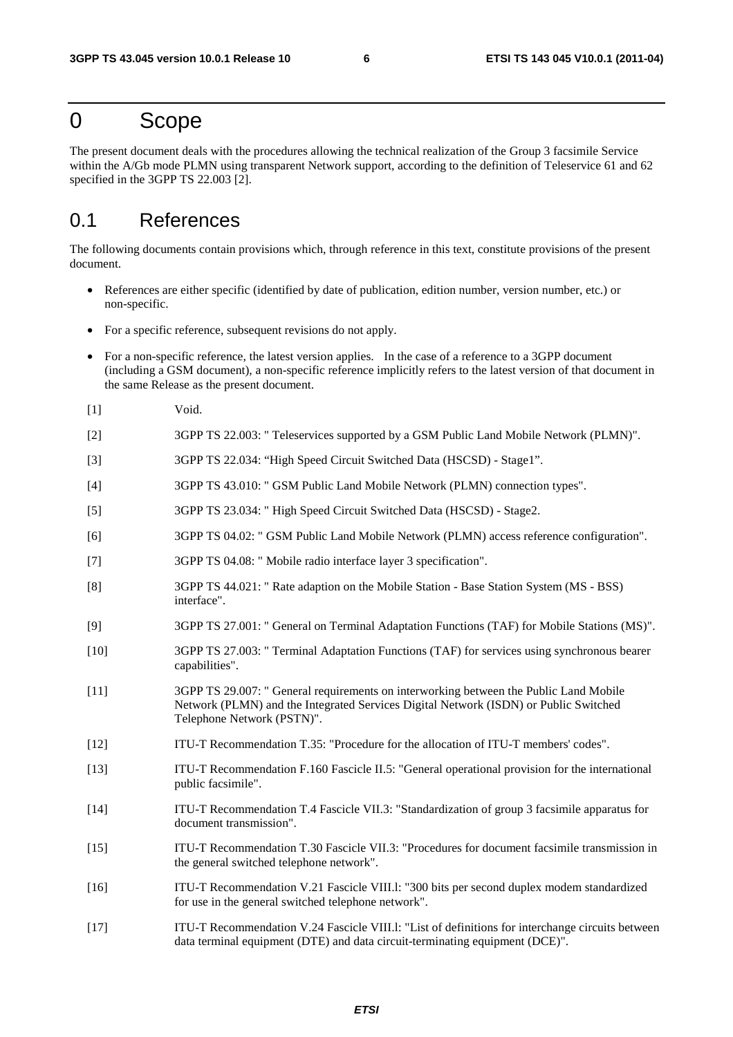# 0 Scope

The present document deals with the procedures allowing the technical realization of the Group 3 facsimile Service within the A/Gb mode PLMN using transparent Network support, according to the definition of Teleservice 61 and 62 specified in the 3GPP TS 22.003 [2].

## 0.1 References

The following documents contain provisions which, through reference in this text, constitute provisions of the present document.

- References are either specific (identified by date of publication, edition number, version number, etc.) or non-specific.
- For a specific reference, subsequent revisions do not apply.
- For a non-specific reference, the latest version applies. In the case of a reference to a 3GPP document (including a GSM document), a non-specific reference implicitly refers to the latest version of that document in the same Release as the present document.

[1] Void.

[2] 3GPP TS 22.003: " Teleservices supported by a GSM Public Land Mobile Network (PLMN)".

[3] 3GPP TS 22.034: "High Speed Circuit Switched Data (HSCSD) - Stage1".

[4] 3GPP TS 43.010: " GSM Public Land Mobile Network (PLMN) connection types".

[5] 3GPP TS 23.034: " High Speed Circuit Switched Data (HSCSD) - Stage2.

[6] 3GPP TS 04.02: " GSM Public Land Mobile Network (PLMN) access reference configuration".

[7] 3GPP TS 04.08: " Mobile radio interface layer 3 specification".

[8] 3GPP TS 44.021: " Rate adaption on the Mobile Station - Base Station System (MS - BSS) interface".

[9] 3GPP TS 27.001: " General on Terminal Adaptation Functions (TAF) for Mobile Stations (MS)".

[10] 3GPP TS 27.003: " Terminal Adaptation Functions (TAF) for services using synchronous bearer capabilities".

[11] 3GPP TS 29.007: " General requirements on interworking between the Public Land Mobile Network (PLMN) and the Integrated Services Digital Network (ISDN) or Public Switched Telephone Network (PSTN)".

[12] ITU-T Recommendation T.35: "Procedure for the allocation of ITU-T members' codes".

[13] ITU-T Recommendation F.160 Fascicle II.5: "General operational provision for the international public facsimile".

[14] ITU-T Recommendation T.4 Fascicle VII.3: "Standardization of group 3 facsimile apparatus for document transmission".

[15] ITU-T Recommendation T.30 Fascicle VII.3: "Procedures for document facsimile transmission in the general switched telephone network".

[16] ITU-T Recommendation V.21 Fascicle VIII.l: "300 bits per second duplex modem standardized for use in the general switched telephone network".

[17] ITU-T Recommendation V.24 Fascicle VIII.l: "List of definitions for interchange circuits between data terminal equipment (DTE) and data circuit-terminating equipment (DCE)".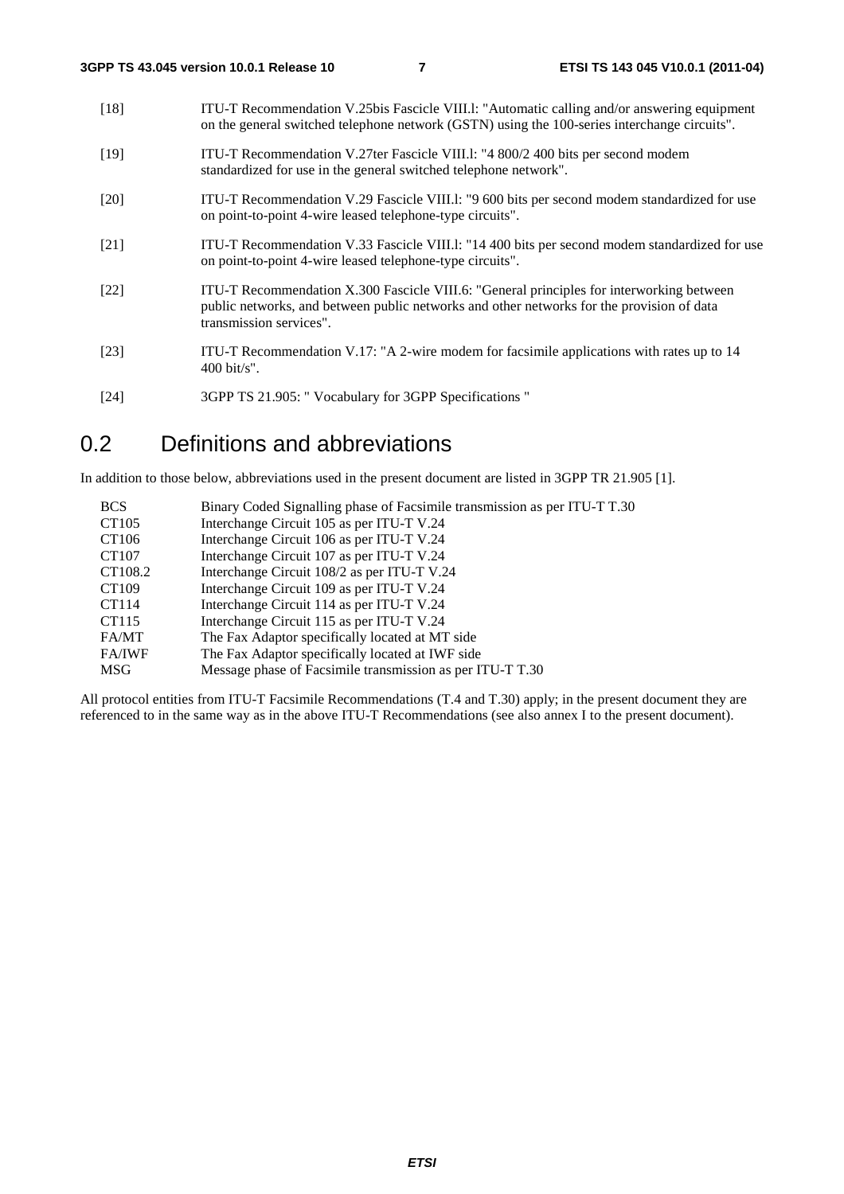[18] ITU-T Recommendation V.25bis Fascicle VIII.l: "Automatic calling and/or answering equipment on the general switched telephone network (GSTN) using the 100-series interchange circuits".

[19] ITU-T Recommendation V.27ter Fascicle VIII.l: "4 800/2 400 bits per second modem standardized for use in the general switched telephone network".

[20] ITU-T Recommendation V.29 Fascicle VIII.l: "9 600 bits per second modem standardized for use on point-to-point 4-wire leased telephone-type circuits".

[21] ITU-T Recommendation V.33 Fascicle VIII.l: "14 400 bits per second modem standardized for use on point-to-point 4-wire leased telephone-type circuits".

[22] ITU-T Recommendation X.300 Fascicle VIII.6: "General principles for interworking between public networks, and between public networks and other networks for the provision of data transmission services".

[23] ITU-T Recommendation V.17: "A 2-wire modem for facsimile applications with rates up to 14 400 bit/s".

[24] 3GPP TS 21.905: " Vocabulary for 3GPP Specifications "

## 0.2 Definitions and abbreviations

In addition to those below, abbreviations used in the present document are listed in 3GPP TR 21.905 [1].

| | |
|---|---|
| BCS | Binary Coded Signalling phase of Facsimile transmission as per ITU-T T.30 |
| CT105 | Interchange Circuit 105 as per ITU-T V.24 |
| CT106 | Interchange Circuit 106 as per ITU-T V.24 |
| CT107 | Interchange Circuit 107 as per ITU-T V.24 |
| CT108.2 | Interchange Circuit 108/2 as per ITU-T V.24 |
| CT109 | Interchange Circuit 109 as per ITU-T V.24 |
| CT114 | Interchange Circuit 114 as per ITU-T V.24 |
| CT115 | Interchange Circuit 115 as per ITU-T V.24 |
| FA/MT | The Fax Adaptor specifically located at MT side |
| FA/IWF | The Fax Adaptor specifically located at IWF side |
| MSG | Message phase of Facsimile transmission as per ITU-T T.30 |

All protocol entities from ITU-T Facsimile Recommendations (T.4 and T.30) apply; in the present document they are referenced to in the same way as in the above ITU-T Recommendations (see also annex I to the present document).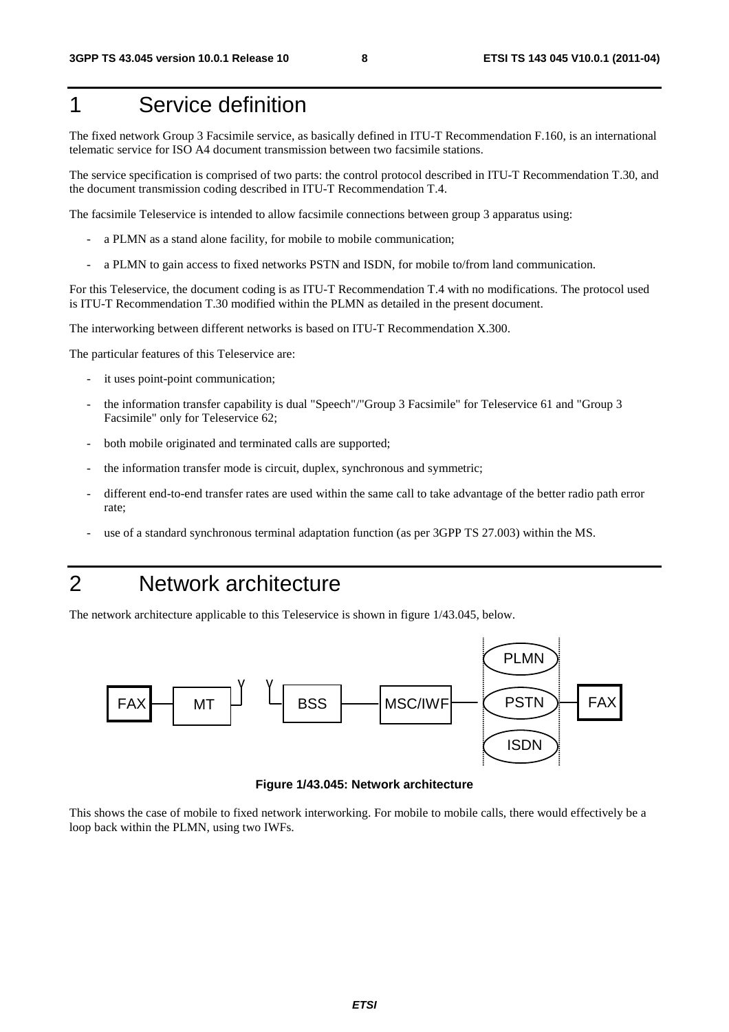# 1 Service definition

The fixed network Group 3 Facsimile service, as basically defined in ITU-T Recommendation F.160, is an international telematic service for ISO A4 document transmission between two facsimile stations.

The service specification is comprised of two parts: the control protocol described in ITU-T Recommendation T.30, and the document transmission coding described in ITU-T Recommendation T.4.

The facsimile Teleservice is intended to allow facsimile connections between group 3 apparatus using:

- a PLMN as a stand alone facility, for mobile to mobile communication;
- a PLMN to gain access to fixed networks PSTN and ISDN, for mobile to/from land communication.

For this Teleservice, the document coding is as ITU-T Recommendation T.4 with no modifications. The protocol used is ITU-T Recommendation T.30 modified within the PLMN as detailed in the present document.

The interworking between different networks is based on ITU-T Recommendation X.300.

The particular features of this Teleservice are:

- it uses point-point communication;
- the information transfer capability is dual "Speech"/"Group 3 Facsimile" for Teleservice 61 and "Group 3 Facsimile" only for Teleservice 62;
- both mobile originated and terminated calls are supported;
- the information transfer mode is circuit, duplex, synchronous and symmetric;
- different end-to-end transfer rates are used within the same call to take advantage of the better radio path error rate;
- use of a standard synchronous terminal adaptation function (as per 3GPP TS 27.003) within the MS.

# 2 Network architecture

The network architecture applicable to this Teleservice is shown in figure 1/43.045, below.

FAX — MT — BSS — MSC/IWF — PLMN / PSTN / ISDN — FAX

**Figure 1/43.045: Network architecture**

This shows the case of mobile to fixed network interworking. For mobile to mobile calls, there would effectively be a loop back within the PLMN, using two IWFs.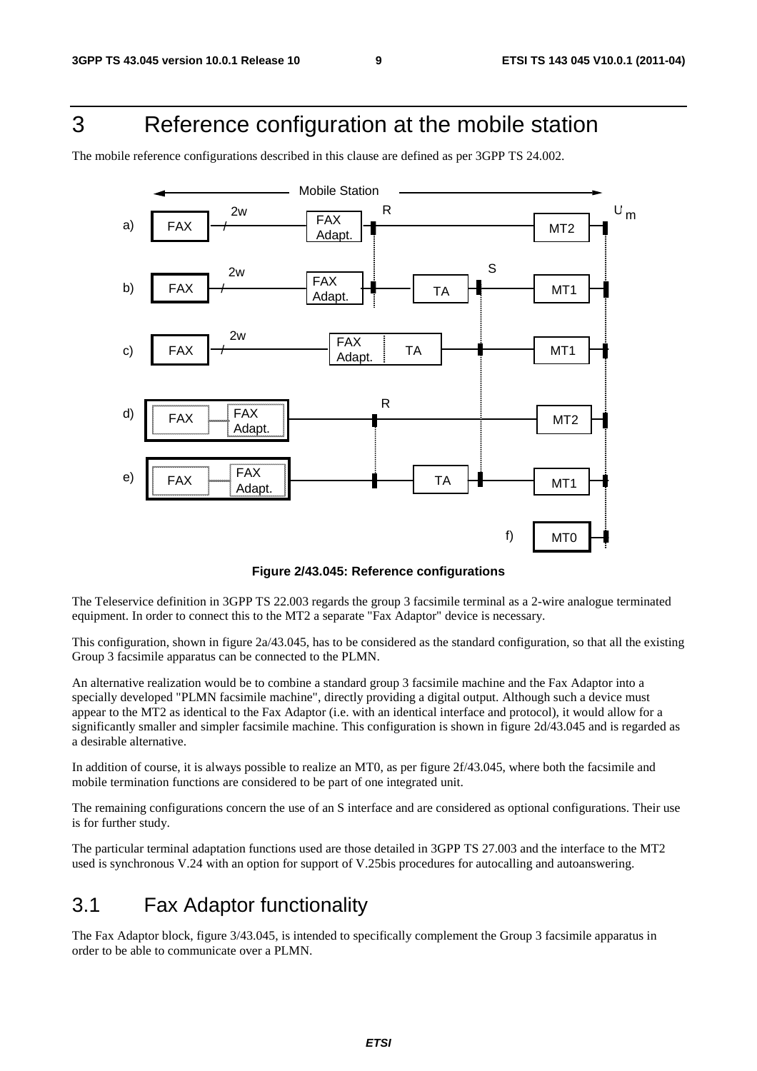# 3 Reference configuration at the mobile station

The mobile reference configurations described in this clause are defined as per 3GPP TS 24.002.

**Figure 2/43.045: Reference configurations**

The Teleservice definition in 3GPP TS 22.003 regards the group 3 facsimile terminal as a 2-wire analogue terminated equipment. In order to connect this to the MT2 a separate "Fax Adaptor" device is necessary.

This configuration, shown in figure 2a/43.045, has to be considered as the standard configuration, so that all the existing Group 3 facsimile apparatus can be connected to the PLMN.

An alternative realization would be to combine a standard group 3 facsimile machine and the Fax Adaptor into a specially developed "PLMN facsimile machine", directly providing a digital output. Although such a device must appear to the MT2 as identical to the Fax Adaptor (i.e. with an identical interface and protocol), it would allow for a significantly smaller and simpler facsimile machine. This configuration is shown in figure 2d/43.045 and is regarded as a desirable alternative.

In addition of course, it is always possible to realize an MT0, as per figure 2f/43.045, where both the facsimile and mobile termination functions are considered to be part of one integrated unit.

The remaining configurations concern the use of an S interface and are considered as optional configurations. Their use is for further study.

The particular terminal adaptation functions used are those detailed in 3GPP TS 27.003 and the interface to the MT2 used is synchronous V.24 with an option for support of V.25bis procedures for autocalling and autoanswering.

## 3.1 Fax Adaptor functionality

The Fax Adaptor block, figure 3/43.045, is intended to specifically complement the Group 3 facsimile apparatus in order to be able to communicate over a PLMN.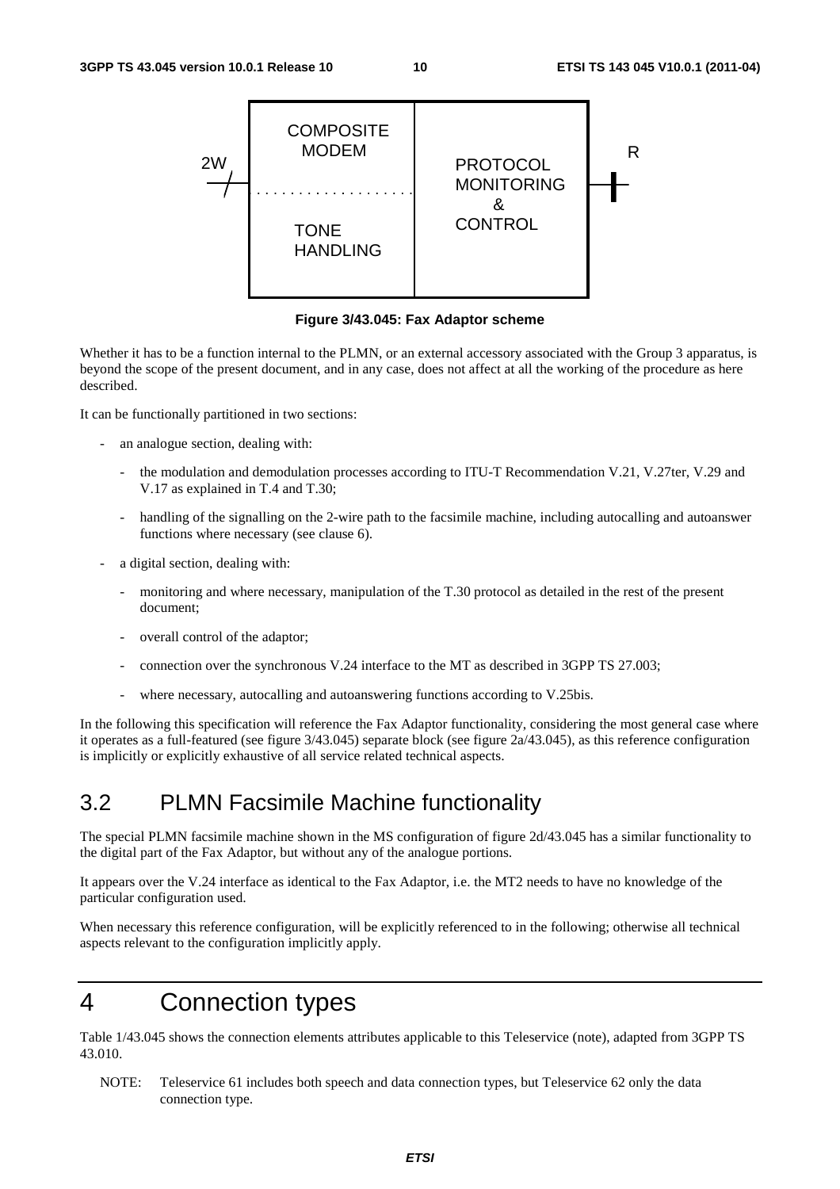**Figure 3/43.045: Fax Adaptor scheme**

Whether it has to be a function internal to the PLMN, or an external accessory associated with the Group 3 apparatus, is beyond the scope of the present document, and in any case, does not affect at all the working of the procedure as here described.

It can be functionally partitioned in two sections:

- an analogue section, dealing with:
  - the modulation and demodulation processes according to ITU-T Recommendation V.21, V.27ter, V.29 and V.17 as explained in T.4 and T.30;
  - handling of the signalling on the 2-wire path to the facsimile machine, including autocalling and autoanswer functions where necessary (see clause 6).
- a digital section, dealing with:
  - monitoring and where necessary, manipulation of the T.30 protocol as detailed in the rest of the present document;
  - overall control of the adaptor;
  - connection over the synchronous V.24 interface to the MT as described in 3GPP TS 27.003;
  - where necessary, autocalling and autoanswering functions according to V.25bis.

In the following this specification will reference the Fax Adaptor functionality, considering the most general case where it operates as a full-featured (see figure 3/43.045) separate block (see figure 2a/43.045), as this reference configuration is implicitly or explicitly exhaustive of all service related technical aspects.

## 3.2 PLMN Facsimile Machine functionality

The special PLMN facsimile machine shown in the MS configuration of figure 2d/43.045 has a similar functionality to the digital part of the Fax Adaptor, but without any of the analogue portions.

It appears over the V.24 interface as identical to the Fax Adaptor, i.e. the MT2 needs to have no knowledge of the particular configuration used.

When necessary this reference configuration, will be explicitly referenced to in the following; otherwise all technical aspects relevant to the configuration implicitly apply.

# 4 Connection types

Table 1/43.045 shows the connection elements attributes applicable to this Teleservice (note), adapted from 3GPP TS 43.010.

NOTE: Teleservice 61 includes both speech and data connection types, but Teleservice 62 only the data connection type.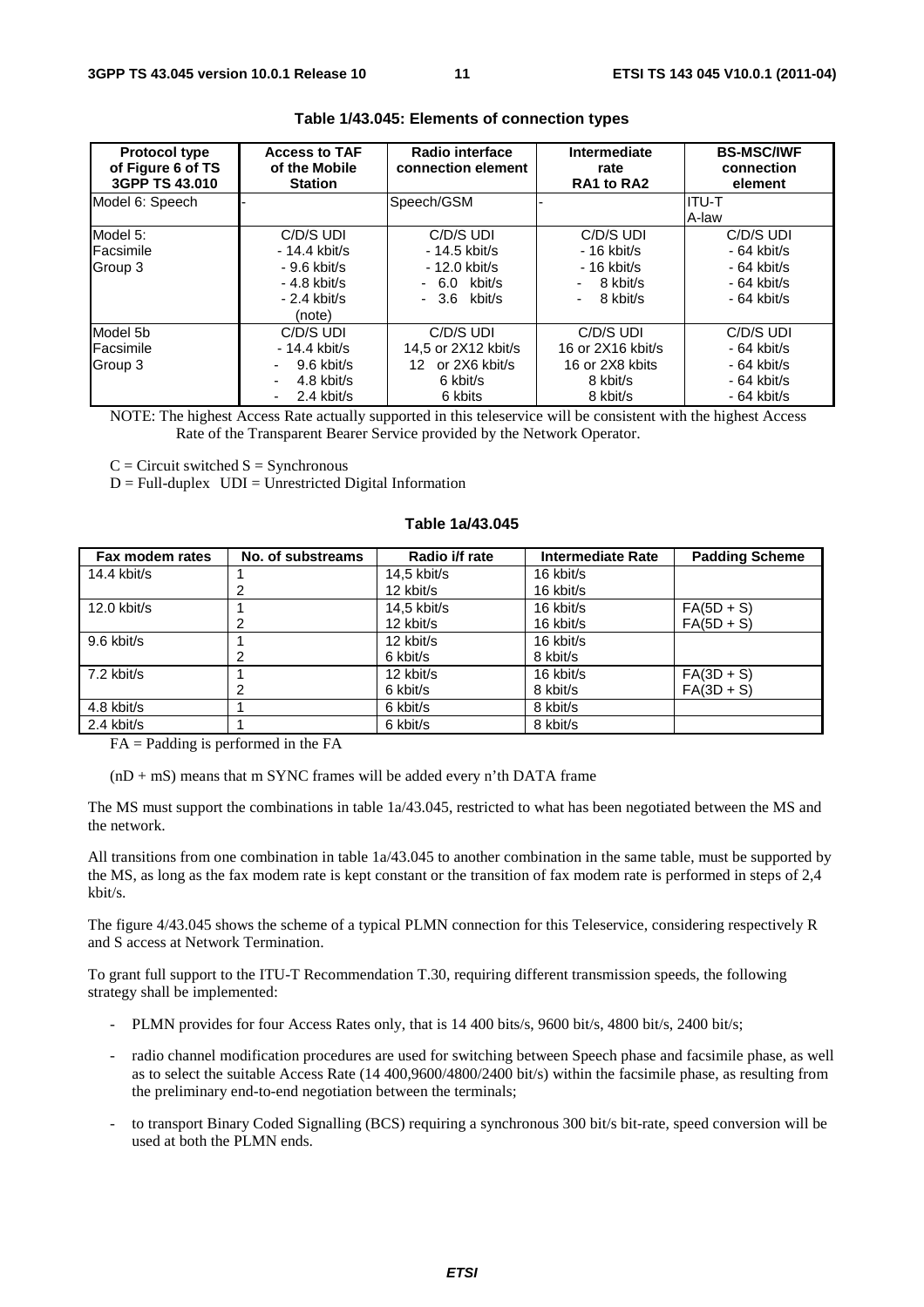**Table 1/43.045: Elements of connection types**

| Protocol type of Figure 6 of TS 3GPP TS 43.010 | Access to TAF of the Mobile Station | Radio interface connection element | Intermediate rate RA1 to RA2 | BS-MSC/IWF connection element |
|---|---|---|---|---|
| Model 6: Speech | - | Speech/GSM | - | ITU-T A-law |
| Model 5: Facsimile Group 3 | C/D/S UDI<br>- 14.4 kbit/s<br>- 9.6 kbit/s<br>- 4.8 kbit/s<br>- 2.4 kbit/s<br>(note) | C/D/S UDI<br>- 14.5 kbit/s<br>- 12.0 kbit/s<br>- 6.0 kbit/s<br>- 3.6 kbit/s | C/D/S UDI<br>- 16 kbit/s<br>- 16 kbit/s<br>- 8 kbit/s<br>- 8 kbit/s | C/D/S UDI<br>- 64 kbit/s<br>- 64 kbit/s<br>- 64 kbit/s<br>- 64 kbit/s |
| Model 5b Facsimile Group 3 | C/D/S UDI<br>- 14.4 kbit/s<br>- 9.6 kbit/s<br>- 4.8 kbit/s<br>- 2.4 kbit/s | C/D/S UDI<br>14,5 or 2X12 kbit/s<br>12 or 2X6 kbit/s<br>6 kbit/s<br>6 kbits | C/D/S UDI<br>16 or 2X16 kbit/s<br>16 or 2X8 kbits<br>8 kbit/s<br>8 kbit/s | C/D/S UDI<br>- 64 kbit/s<br>- 64 kbit/s<br>- 64 kbit/s<br>- 64 kbit/s |

NOTE: The highest Access Rate actually supported in this teleservice will be consistent with the highest Access Rate of the Transparent Bearer Service provided by the Network Operator.

C = Circuit switched S = Synchronous

D = Full-duplex UDI = Unrestricted Digital Information

**Table 1a/43.045**

| Fax modem rates | No. of substreams | Radio i/f rate | Intermediate Rate | Padding Scheme |
|---|---|---|---|---|
| 14.4 kbit/s | 1 | 14,5 kbit/s | 16 kbit/s | |
| | 2 | 12 kbit/s | 16 kbit/s | |
| 12.0 kbit/s | 1 | 14,5 kbit/s | 16 kbit/s | FA(5D + S) |
| | 2 | 12 kbit/s | 16 kbit/s | FA(5D + S) |
| 9.6 kbit/s | 1 | 12 kbit/s | 16 kbit/s | |
| | 2 | 6 kbit/s | 8 kbit/s | |
| 7.2 kbit/s | 1 | 12 kbit/s | 16 kbit/s | FA(3D + S) |
| | 2 | 6 kbit/s | 8 kbit/s | FA(3D + S) |
| 4.8 kbit/s | 1 | 6 kbit/s | 8 kbit/s | |
| 2.4 kbit/s | 1 | 6 kbit/s | 8 kbit/s | |

FA = Padding is performed in the FA

(nD + mS) means that m SYNC frames will be added every n'th DATA frame

The MS must support the combinations in table 1a/43.045, restricted to what has been negotiated between the MS and the network.

All transitions from one combination in table 1a/43.045 to another combination in the same table, must be supported by the MS, as long as the fax modem rate is kept constant or the transition of fax modem rate is performed in steps of 2,4 kbit/s.

The figure 4/43.045 shows the scheme of a typical PLMN connection for this Teleservice, considering respectively R and S access at Network Termination.

To grant full support to the ITU-T Recommendation T.30, requiring different transmission speeds, the following strategy shall be implemented:

- PLMN provides for four Access Rates only, that is 14 400 bits/s, 9600 bit/s, 4800 bit/s, 2400 bit/s;
- radio channel modification procedures are used for switching between Speech phase and facsimile phase, as well as to select the suitable Access Rate (14 400,9600/4800/2400 bit/s) within the facsimile phase, as resulting from the preliminary end-to-end negotiation between the terminals;
- to transport Binary Coded Signalling (BCS) requiring a synchronous 300 bit/s bit-rate, speed conversion will be used at both the PLMN ends.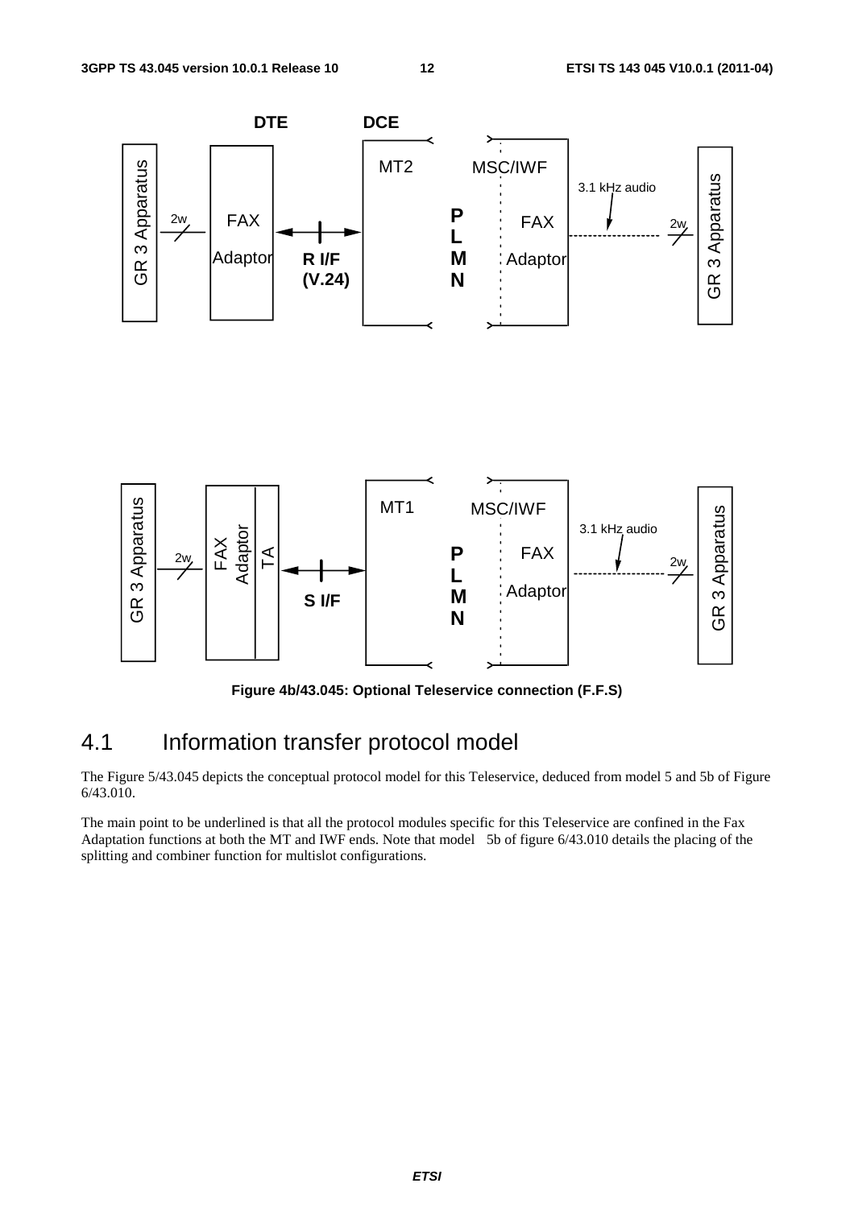Figure 4b/43.045: Optional Teleservice connection (F.F.S)

## 4.1 Information transfer protocol model

The Figure 5/43.045 depicts the conceptual protocol model for this Teleservice, deduced from model 5 and 5b of Figure 6/43.010.

The main point to be underlined is that all the protocol modules specific for this Teleservice are confined in the Fax Adaptation functions at both the MT and IWF ends. Note that model 5b of figure 6/43.010 details the placing of the splitting and combiner function for multislot configurations.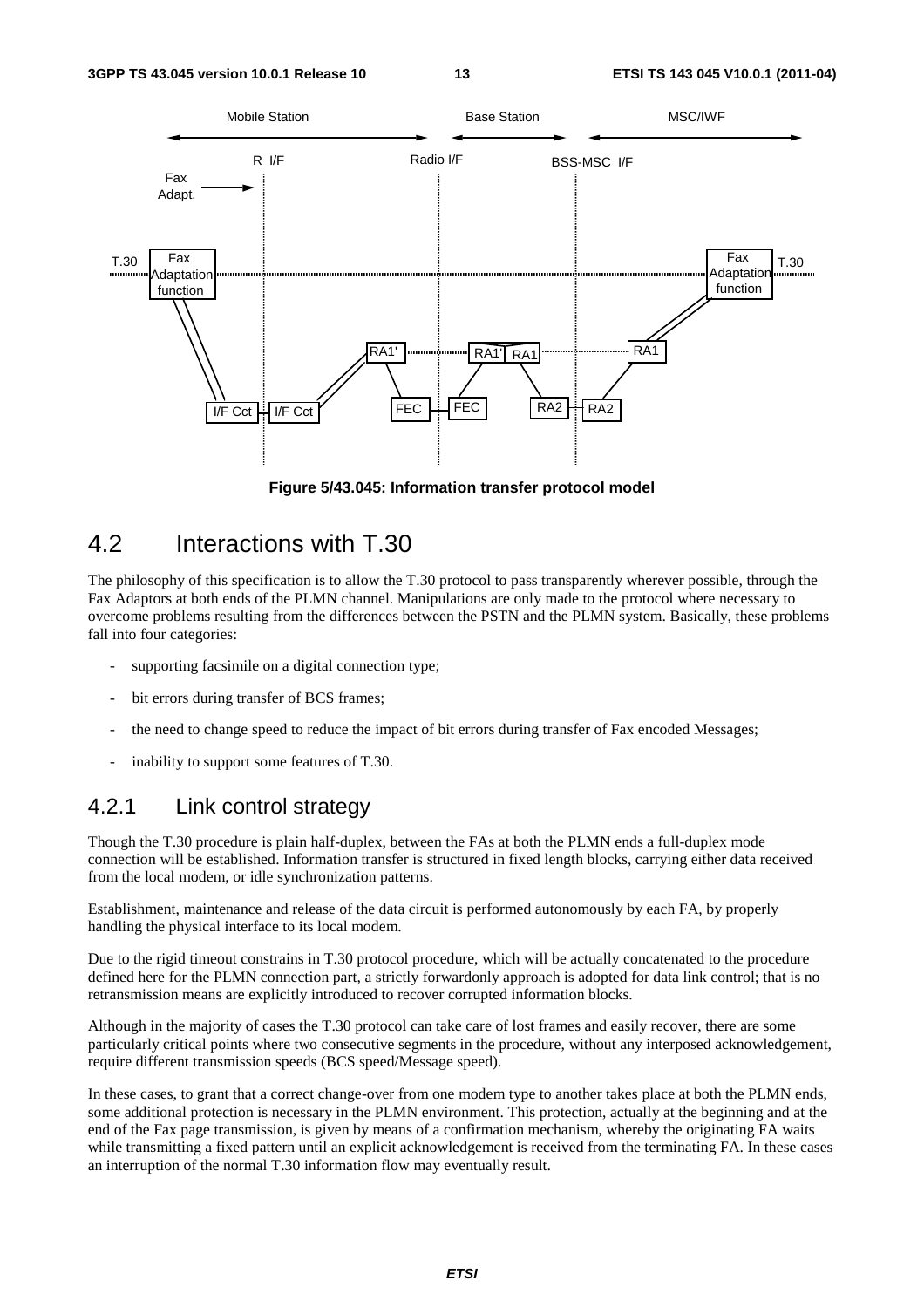**Figure 5/43.045: Information transfer protocol model**

## 4.2 Interactions with T.30

The philosophy of this specification is to allow the T.30 protocol to pass transparently wherever possible, through the Fax Adaptors at both ends of the PLMN channel. Manipulations are only made to the protocol where necessary to overcome problems resulting from the differences between the PSTN and the PLMN system. Basically, these problems fall into four categories:

- supporting facsimile on a digital connection type;
- bit errors during transfer of BCS frames;
- the need to change speed to reduce the impact of bit errors during transfer of Fax encoded Messages;
- inability to support some features of T.30.

### 4.2.1 Link control strategy

Though the T.30 procedure is plain half-duplex, between the FAs at both the PLMN ends a full-duplex mode connection will be established. Information transfer is structured in fixed length blocks, carrying either data received from the local modem, or idle synchronization patterns.

Establishment, maintenance and release of the data circuit is performed autonomously by each FA, by properly handling the physical interface to its local modem.

Due to the rigid timeout constrains in T.30 protocol procedure, which will be actually concatenated to the procedure defined here for the PLMN connection part, a strictly forwardonly approach is adopted for data link control; that is no retransmission means are explicitly introduced to recover corrupted information blocks.

Although in the majority of cases the T.30 protocol can take care of lost frames and easily recover, there are some particularly critical points where two consecutive segments in the procedure, without any interposed acknowledgement, require different transmission speeds (BCS speed/Message speed).

In these cases, to grant that a correct change-over from one modem type to another takes place at both the PLMN ends, some additional protection is necessary in the PLMN environment. This protection, actually at the beginning and at the end of the Fax page transmission, is given by means of a confirmation mechanism, whereby the originating FA waits while transmitting a fixed pattern until an explicit acknowledgement is received from the terminating FA. In these cases an interruption of the normal T.30 information flow may eventually result.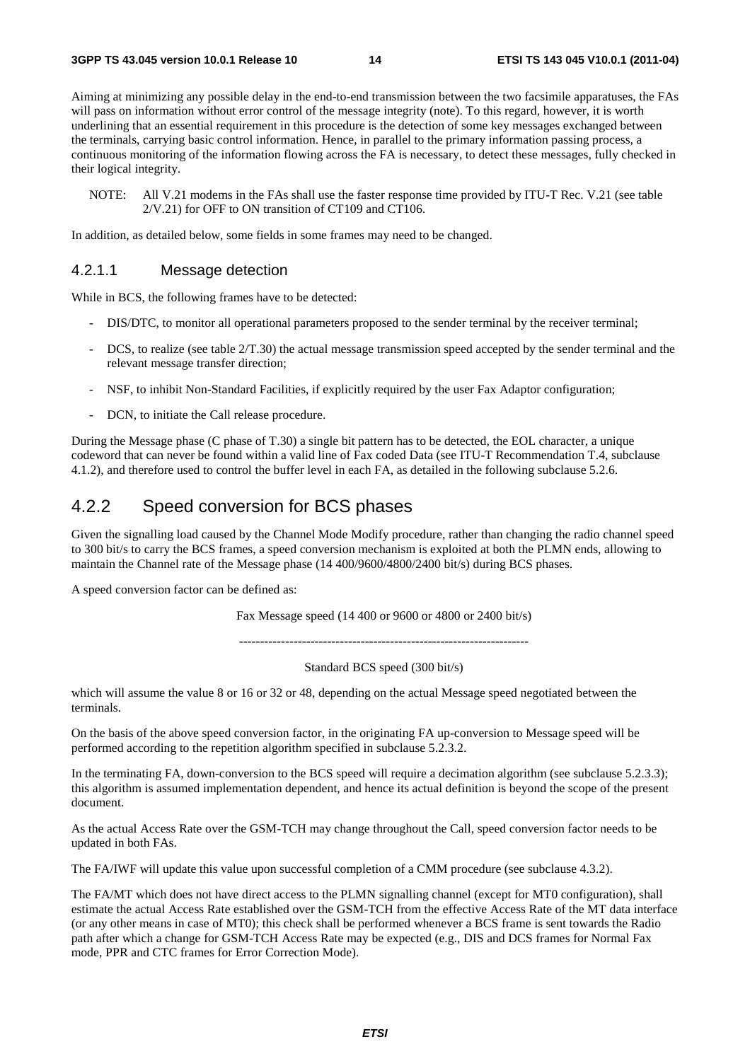Aiming at minimizing any possible delay in the end-to-end transmission between the two facsimile apparatuses, the FAs will pass on information without error control of the message integrity (note). To this regard, however, it is worth underlining that an essential requirement in this procedure is the detection of some key messages exchanged between the terminals, carrying basic control information. Hence, in parallel to the primary information passing process, a continuous monitoring of the information flowing across the FA is necessary, to detect these messages, fully checked in their logical integrity.

NOTE: All V.21 modems in the FAs shall use the faster response time provided by ITU-T Rec. V.21 (see table 2/V.21) for OFF to ON transition of CT109 and CT106.

In addition, as detailed below, some fields in some frames may need to be changed.

#### 4.2.1.1 Message detection

While in BCS, the following frames have to be detected:

- DIS/DTC, to monitor all operational parameters proposed to the sender terminal by the receiver terminal;
- DCS, to realize (see table 2/T.30) the actual message transmission speed accepted by the sender terminal and the relevant message transfer direction;
- NSF, to inhibit Non-Standard Facilities, if explicitly required by the user Fax Adaptor configuration;
- DCN, to initiate the Call release procedure.

During the Message phase (C phase of T.30) a single bit pattern has to be detected, the EOL character, a unique codeword that can never be found within a valid line of Fax coded Data (see ITU-T Recommendation T.4, subclause 4.1.2), and therefore used to control the buffer level in each FA, as detailed in the following subclause 5.2.6.

### 4.2.2 Speed conversion for BCS phases

Given the signalling load caused by the Channel Mode Modify procedure, rather than changing the radio channel speed to 300 bit/s to carry the BCS frames, a speed conversion mechanism is exploited at both the PLMN ends, allowing to maintain the Channel rate of the Message phase (14 400/9600/4800/2400 bit/s) during BCS phases.

A speed conversion factor can be defined as:

$$\frac{\text{Fax Message speed (14 400 or 9600 or 4800 or 2400 bit/s)}}{\text{Standard BCS speed (300 bit/s)}}$$

which will assume the value 8 or 16 or 32 or 48, depending on the actual Message speed negotiated between the terminals.

On the basis of the above speed conversion factor, in the originating FA up-conversion to Message speed will be performed according to the repetition algorithm specified in subclause 5.2.3.2.

In the terminating FA, down-conversion to the BCS speed will require a decimation algorithm (see subclause 5.2.3.3); this algorithm is assumed implementation dependent, and hence its actual definition is beyond the scope of the present document.

As the actual Access Rate over the GSM-TCH may change throughout the Call, speed conversion factor needs to be updated in both FAs.

The FA/IWF will update this value upon successful completion of a CMM procedure (see subclause 4.3.2).

The FA/MT which does not have direct access to the PLMN signalling channel (except for MT0 configuration), shall estimate the actual Access Rate established over the GSM-TCH from the effective Access Rate of the MT data interface (or any other means in case of MT0); this check shall be performed whenever a BCS frame is sent towards the Radio path after which a change for GSM-TCH Access Rate may be expected (e.g., DIS and DCS frames for Normal Fax mode, PPR and CTC frames for Error Correction Mode).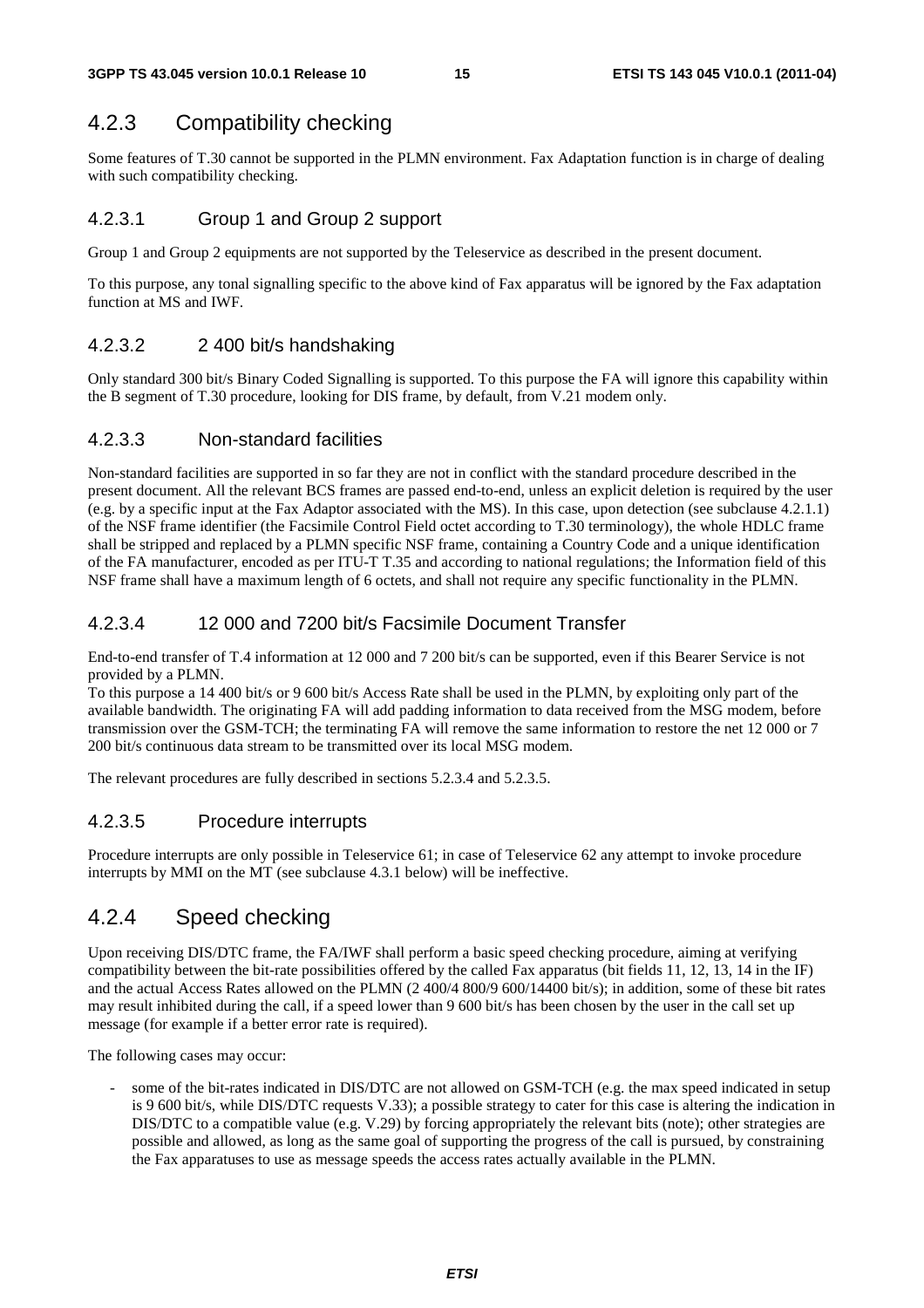## 4.2.3 Compatibility checking

Some features of T.30 cannot be supported in the PLMN environment. Fax Adaptation function is in charge of dealing with such compatibility checking.

### 4.2.3.1 Group 1 and Group 2 support

Group 1 and Group 2 equipments are not supported by the Teleservice as described in the present document.

To this purpose, any tonal signalling specific to the above kind of Fax apparatus will be ignored by the Fax adaptation function at MS and IWF.

### 4.2.3.2 2 400 bit/s handshaking

Only standard 300 bit/s Binary Coded Signalling is supported. To this purpose the FA will ignore this capability within the B segment of T.30 procedure, looking for DIS frame, by default, from V.21 modem only.

### 4.2.3.3 Non-standard facilities

Non-standard facilities are supported in so far they are not in conflict with the standard procedure described in the present document. All the relevant BCS frames are passed end-to-end, unless an explicit deletion is required by the user (e.g. by a specific input at the Fax Adaptor associated with the MS). In this case, upon detection (see subclause 4.2.1.1) of the NSF frame identifier (the Facsimile Control Field octet according to T.30 terminology), the whole HDLC frame shall be stripped and replaced by a PLMN specific NSF frame, containing a Country Code and a unique identification of the FA manufacturer, encoded as per ITU-T T.35 and according to national regulations; the Information field of this NSF frame shall have a maximum length of 6 octets, and shall not require any specific functionality in the PLMN.

### 4.2.3.4 12 000 and 7200 bit/s Facsimile Document Transfer

End-to-end transfer of T.4 information at 12 000 and 7 200 bit/s can be supported, even if this Bearer Service is not provided by a PLMN.
To this purpose a 14 400 bit/s or 9 600 bit/s Access Rate shall be used in the PLMN, by exploiting only part of the available bandwidth. The originating FA will add padding information to data received from the MSG modem, before transmission over the GSM-TCH; the terminating FA will remove the same information to restore the net 12 000 or 7 200 bit/s continuous data stream to be transmitted over its local MSG modem.

The relevant procedures are fully described in sections 5.2.3.4 and 5.2.3.5.

### 4.2.3.5 Procedure interrupts

Procedure interrupts are only possible in Teleservice 61; in case of Teleservice 62 any attempt to invoke procedure interrupts by MMI on the MT (see subclause 4.3.1 below) will be ineffective.

## 4.2.4 Speed checking

Upon receiving DIS/DTC frame, the FA/IWF shall perform a basic speed checking procedure, aiming at verifying compatibility between the bit-rate possibilities offered by the called Fax apparatus (bit fields 11, 12, 13, 14 in the IF) and the actual Access Rates allowed on the PLMN (2 400/4 800/9 600/14400 bit/s); in addition, some of these bit rates may result inhibited during the call, if a speed lower than 9 600 bit/s has been chosen by the user in the call set up message (for example if a better error rate is required).

The following cases may occur:

- some of the bit-rates indicated in DIS/DTC are not allowed on GSM-TCH (e.g. the max speed indicated in setup is 9 600 bit/s, while DIS/DTC requests V.33); a possible strategy to cater for this case is altering the indication in DIS/DTC to a compatible value (e.g. V.29) by forcing appropriately the relevant bits (note); other strategies are possible and allowed, as long as the same goal of supporting the progress of the call is pursued, by constraining the Fax apparatuses to use as message speeds the access rates actually available in the PLMN.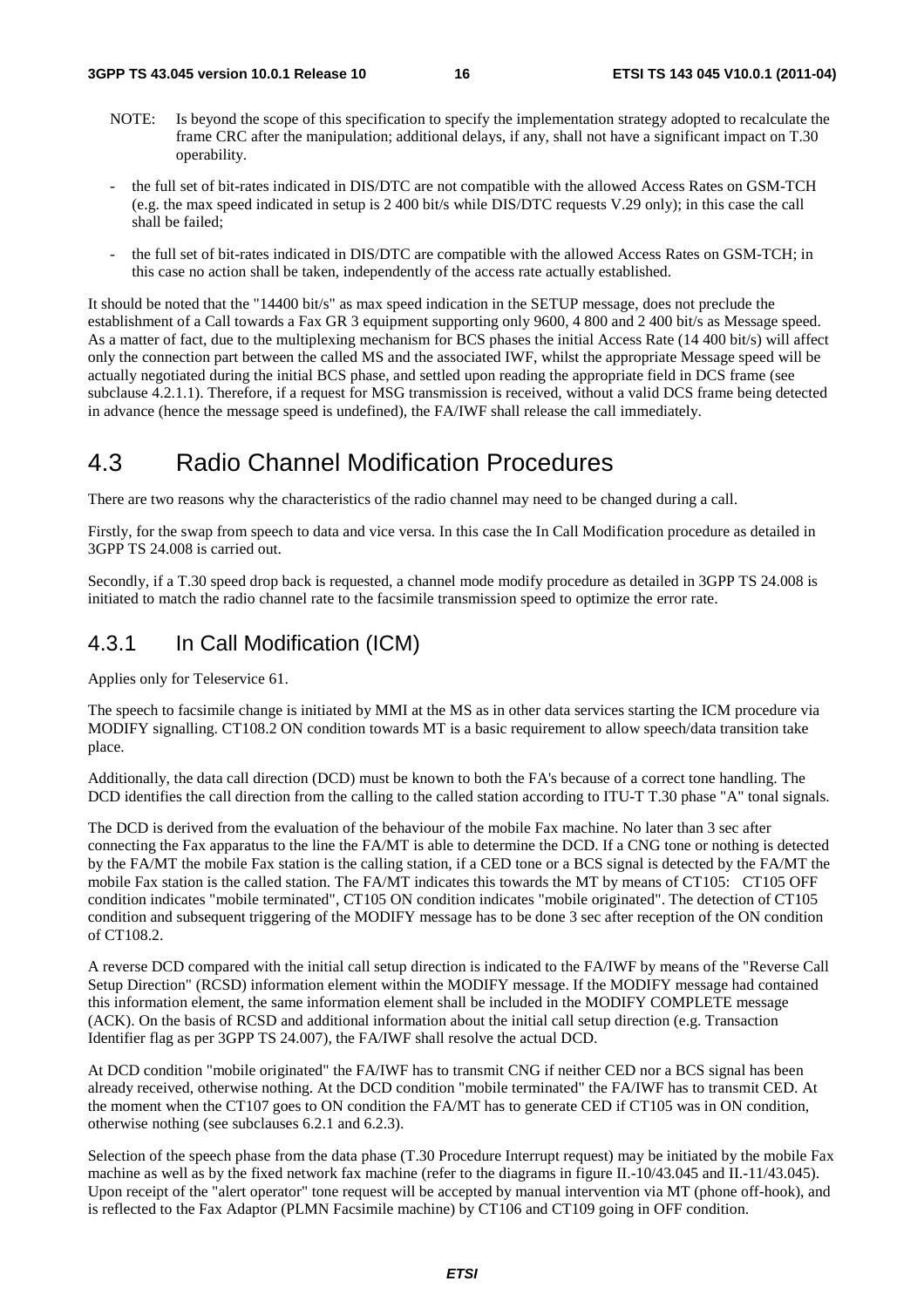NOTE: Is beyond the scope of this specification to specify the implementation strategy adopted to recalculate the frame CRC after the manipulation; additional delays, if any, shall not have a significant impact on T.30 operability.

- the full set of bit-rates indicated in DIS/DTC are not compatible with the allowed Access Rates on GSM-TCH (e.g. the max speed indicated in setup is 2 400 bit/s while DIS/DTC requests V.29 only); in this case the call shall be failed;
- the full set of bit-rates indicated in DIS/DTC are compatible with the allowed Access Rates on GSM-TCH; in this case no action shall be taken, independently of the access rate actually established.

It should be noted that the "14400 bit/s" as max speed indication in the SETUP message, does not preclude the establishment of a Call towards a Fax GR 3 equipment supporting only 9600, 4 800 and 2 400 bit/s as Message speed. As a matter of fact, due to the multiplexing mechanism for BCS phases the initial Access Rate (14 400 bit/s) will affect only the connection part between the called MS and the associated IWF, whilst the appropriate Message speed will be actually negotiated during the initial BCS phase, and settled upon reading the appropriate field in DCS frame (see subclause 4.2.1.1). Therefore, if a request for MSG transmission is received, without a valid DCS frame being detected in advance (hence the message speed is undefined), the FA/IWF shall release the call immediately.

## 4.3 Radio Channel Modification Procedures

There are two reasons why the characteristics of the radio channel may need to be changed during a call.

Firstly, for the swap from speech to data and vice versa. In this case the In Call Modification procedure as detailed in 3GPP TS 24.008 is carried out.

Secondly, if a T.30 speed drop back is requested, a channel mode modify procedure as detailed in 3GPP TS 24.008 is initiated to match the radio channel rate to the facsimile transmission speed to optimize the error rate.

### 4.3.1 In Call Modification (ICM)

Applies only for Teleservice 61.

The speech to facsimile change is initiated by MMI at the MS as in other data services starting the ICM procedure via MODIFY signalling. CT108.2 ON condition towards MT is a basic requirement to allow speech/data transition take place.

Additionally, the data call direction (DCD) must be known to both the FA's because of a correct tone handling. The DCD identifies the call direction from the calling to the called station according to ITU-T T.30 phase "A" tonal signals.

The DCD is derived from the evaluation of the behaviour of the mobile Fax machine. No later than 3 sec after connecting the Fax apparatus to the line the FA/MT is able to determine the DCD. If a CNG tone or nothing is detected by the FA/MT the mobile Fax station is the calling station, if a CED tone or a BCS signal is detected by the FA/MT the mobile Fax station is the called station. The FA/MT indicates this towards the MT by means of CT105: CT105 OFF condition indicates "mobile terminated", CT105 ON condition indicates "mobile originated". The detection of CT105 condition and subsequent triggering of the MODIFY message has to be done 3 sec after reception of the ON condition of CT108.2.

A reverse DCD compared with the initial call setup direction is indicated to the FA/IWF by means of the "Reverse Call Setup Direction" (RCSD) information element within the MODIFY message. If the MODIFY message had contained this information element, the same information element shall be included in the MODIFY COMPLETE message (ACK). On the basis of RCSD and additional information about the initial call setup direction (e.g. Transaction Identifier flag as per 3GPP TS 24.007), the FA/IWF shall resolve the actual DCD.

At DCD condition "mobile originated" the FA/IWF has to transmit CNG if neither CED nor a BCS signal has been already received, otherwise nothing. At the DCD condition "mobile terminated" the FA/IWF has to transmit CED. At the moment when the CT107 goes to ON condition the FA/MT has to generate CED if CT105 was in ON condition, otherwise nothing (see subclauses 6.2.1 and 6.2.3).

Selection of the speech phase from the data phase (T.30 Procedure Interrupt request) may be initiated by the mobile Fax machine as well as by the fixed network fax machine (refer to the diagrams in figure II.-10/43.045 and II.-11/43.045). Upon receipt of the "alert operator" tone request will be accepted by manual intervention via MT (phone off-hook), and is reflected to the Fax Adaptor (PLMN Facsimile machine) by CT106 and CT109 going in OFF condition.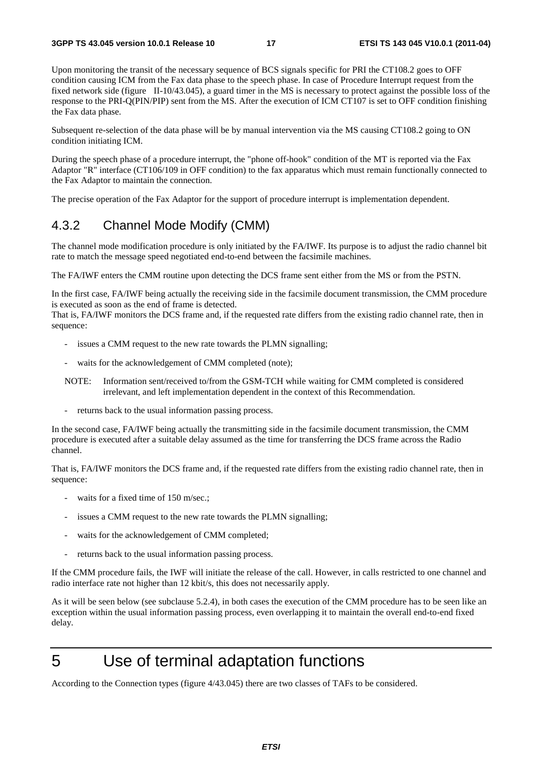Upon monitoring the transit of the necessary sequence of BCS signals specific for PRI the CT108.2 goes to OFF condition causing ICM from the Fax data phase to the speech phase. In case of Procedure Interrupt request from the fixed network side (figure II-10/43.045), a guard timer in the MS is necessary to protect against the possible loss of the response to the PRI-Q(PIN/PIP) sent from the MS. After the execution of ICM CT107 is set to OFF condition finishing the Fax data phase.

Subsequent re-selection of the data phase will be by manual intervention via the MS causing CT108.2 going to ON condition initiating ICM.

During the speech phase of a procedure interrupt, the "phone off-hook" condition of the MT is reported via the Fax Adaptor "R" interface (CT106/109 in OFF condition) to the fax apparatus which must remain functionally connected to the Fax Adaptor to maintain the connection.

The precise operation of the Fax Adaptor for the support of procedure interrupt is implementation dependent.

### 4.3.2 Channel Mode Modify (CMM)

The channel mode modification procedure is only initiated by the FA/IWF. Its purpose is to adjust the radio channel bit rate to match the message speed negotiated end-to-end between the facsimile machines.

The FA/IWF enters the CMM routine upon detecting the DCS frame sent either from the MS or from the PSTN.

In the first case, FA/IWF being actually the receiving side in the facsimile document transmission, the CMM procedure is executed as soon as the end of frame is detected.
That is, FA/IWF monitors the DCS frame and, if the requested rate differs from the existing radio channel rate, then in sequence:

- issues a CMM request to the new rate towards the PLMN signalling;
- waits for the acknowledgement of CMM completed (note);

NOTE: Information sent/received to/from the GSM-TCH while waiting for CMM completed is considered irrelevant, and left implementation dependent in the context of this Recommendation.

- returns back to the usual information passing process.

In the second case, FA/IWF being actually the transmitting side in the facsimile document transmission, the CMM procedure is executed after a suitable delay assumed as the time for transferring the DCS frame across the Radio channel.

That is, FA/IWF monitors the DCS frame and, if the requested rate differs from the existing radio channel rate, then in sequence:

- waits for a fixed time of 150 m/sec.;
- issues a CMM request to the new rate towards the PLMN signalling;
- waits for the acknowledgement of CMM completed;
- returns back to the usual information passing process.

If the CMM procedure fails, the IWF will initiate the release of the call. However, in calls restricted to one channel and radio interface rate not higher than 12 kbit/s, this does not necessarily apply.

As it will be seen below (see subclause 5.2.4), in both cases the execution of the CMM procedure has to be seen like an exception within the usual information passing process, even overlapping it to maintain the overall end-to-end fixed delay.

# 5 Use of terminal adaptation functions

According to the Connection types (figure 4/43.045) there are two classes of TAFs to be considered.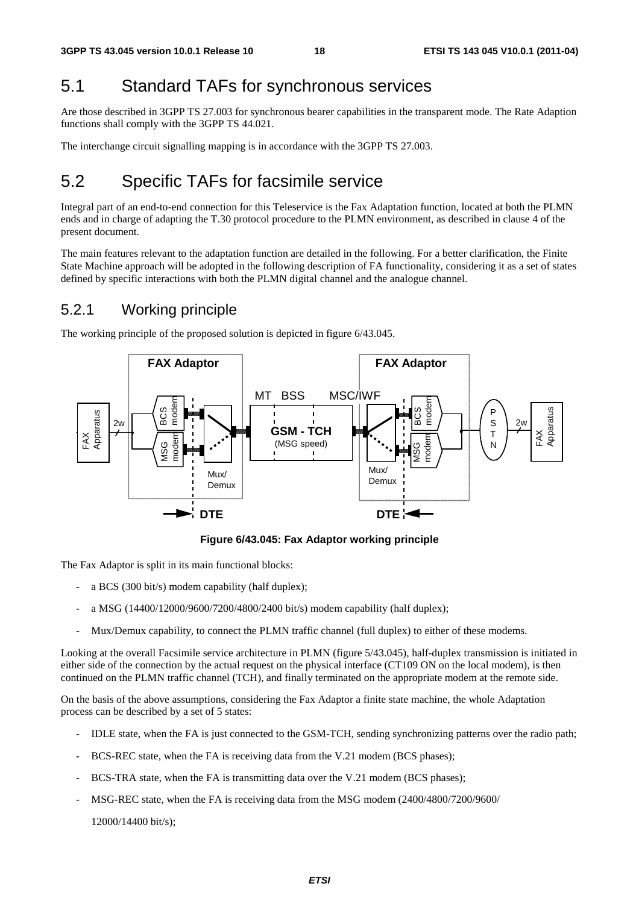## 5.1 Standard TAFs for synchronous services

Are those described in 3GPP TS 27.003 for synchronous bearer capabilities in the transparent mode. The Rate Adaption functions shall comply with the 3GPP TS 44.021.

The interchange circuit signalling mapping is in accordance with the 3GPP TS 27.003.

## 5.2 Specific TAFs for facsimile service

Integral part of an end-to-end connection for this Teleservice is the Fax Adaptation function, located at both the PLMN ends and in charge of adapting the T.30 protocol procedure to the PLMN environment, as described in clause 4 of the present document.

The main features relevant to the adaptation function are detailed in the following. For a better clarification, the Finite State Machine approach will be adopted in the following description of FA functionality, considering it as a set of states defined by specific interactions with both the PLMN digital channel and the analogue channel.

### 5.2.1 Working principle

The working principle of the proposed solution is depicted in figure 6/43.045.

**Figure 6/43.045: Fax Adaptor working principle**

The Fax Adaptor is split in its main functional blocks:

- a BCS (300 bit/s) modem capability (half duplex);
- a MSG (14400/12000/9600/7200/4800/2400 bit/s) modem capability (half duplex);
- Mux/Demux capability, to connect the PLMN traffic channel (full duplex) to either of these modems.

Looking at the overall Facsimile service architecture in PLMN (figure 5/43.045), half-duplex transmission is initiated in either side of the connection by the actual request on the physical interface (CT109 ON on the local modem), is then continued on the PLMN traffic channel (TCH), and finally terminated on the appropriate modem at the remote side.

On the basis of the above assumptions, considering the Fax Adaptor a finite state machine, the whole Adaptation process can be described by a set of 5 states:

- IDLE state, when the FA is just connected to the GSM-TCH, sending synchronizing patterns over the radio path;
- BCS-REC state, when the FA is receiving data from the V.21 modem (BCS phases);
- BCS-TRA state, when the FA is transmitting data over the V.21 modem (BCS phases);
- MSG-REC state, when the FA is receiving data from the MSG modem (2400/4800/7200/9600/

  12000/14400 bit/s);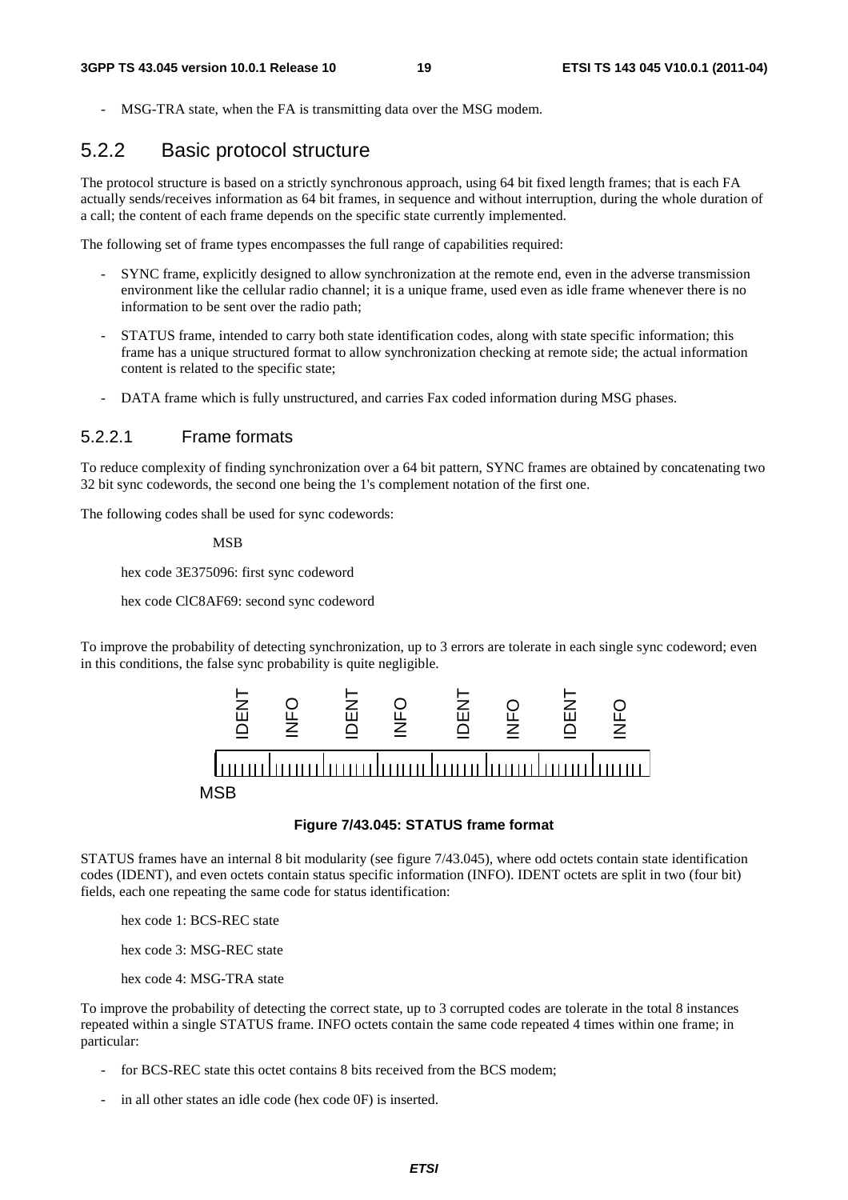- MSG-TRA state, when the FA is transmitting data over the MSG modem.

## 5.2.2 Basic protocol structure

The protocol structure is based on a strictly synchronous approach, using 64 bit fixed length frames; that is each FA actually sends/receives information as 64 bit frames, in sequence and without interruption, during the whole duration of a call; the content of each frame depends on the specific state currently implemented.

The following set of frame types encompasses the full range of capabilities required:

- SYNC frame, explicitly designed to allow synchronization at the remote end, even in the adverse transmission environment like the cellular radio channel; it is a unique frame, used even as idle frame whenever there is no information to be sent over the radio path;
- STATUS frame, intended to carry both state identification codes, along with state specific information; this frame has a unique structured format to allow synchronization checking at remote side; the actual information content is related to the specific state;
- DATA frame which is fully unstructured, and carries Fax coded information during MSG phases.

### 5.2.2.1 Frame formats

To reduce complexity of finding synchronization over a 64 bit pattern, SYNC frames are obtained by concatenating two 32 bit sync codewords, the second one being the 1's complement notation of the first one.

The following codes shall be used for sync codewords:

MSB

hex code 3E375096: first sync codeword

hex code ClC8AF69: second sync codeword

To improve the probability of detecting synchronization, up to 3 errors are tolerate in each single sync codeword; even in this conditions, the false sync probability is quite negligible.

| IDENT | INFO | IDENT | INFO | IDENT | INFO | IDENT | INFO |
|---|---|---|---|---|---|---|---|

MSB

**Figure 7/43.045: STATUS frame format**

STATUS frames have an internal 8 bit modularity (see figure 7/43.045), where odd octets contain state identification codes (IDENT), and even octets contain status specific information (INFO). IDENT octets are split in two (four bit) fields, each one repeating the same code for status identification:

hex code 1: BCS-REC state

hex code 3: MSG-REC state

hex code 4: MSG-TRA state

To improve the probability of detecting the correct state, up to 3 corrupted codes are tolerate in the total 8 instances repeated within a single STATUS frame. INFO octets contain the same code repeated 4 times within one frame; in particular:

- for BCS-REC state this octet contains 8 bits received from the BCS modem;
- in all other states an idle code (hex code 0F) is inserted.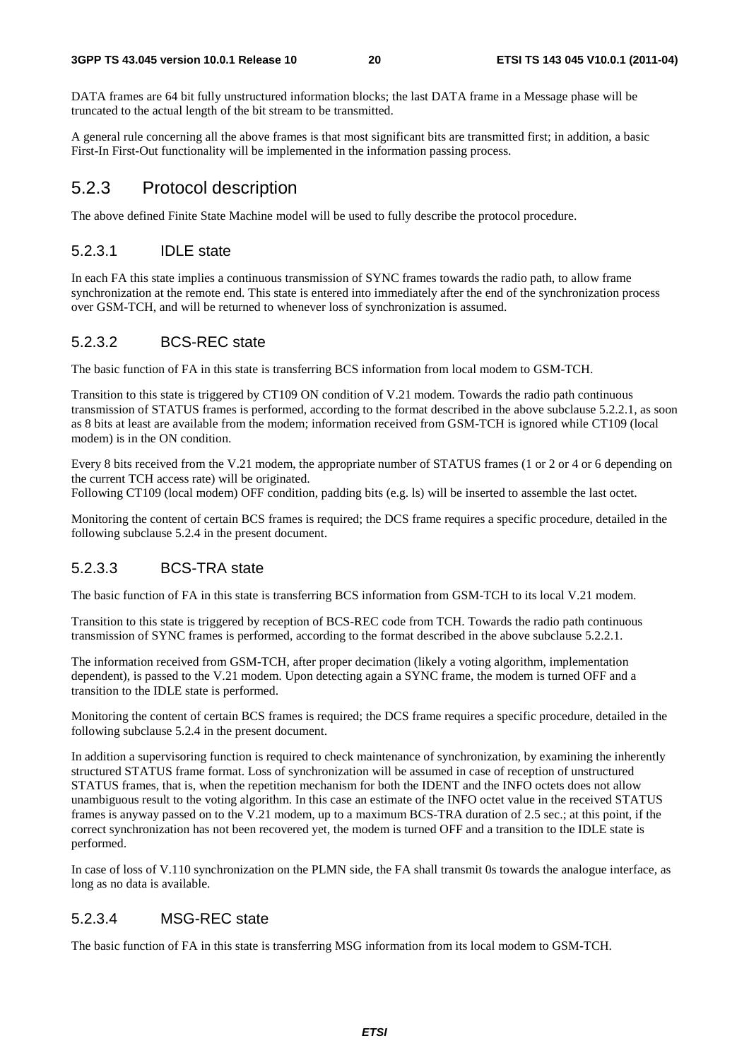DATA frames are 64 bit fully unstructured information blocks; the last DATA frame in a Message phase will be truncated to the actual length of the bit stream to be transmitted.

A general rule concerning all the above frames is that most significant bits are transmitted first; in addition, a basic First-In First-Out functionality will be implemented in the information passing process.

## 5.2.3 Protocol description

The above defined Finite State Machine model will be used to fully describe the protocol procedure.

### 5.2.3.1 IDLE state

In each FA this state implies a continuous transmission of SYNC frames towards the radio path, to allow frame synchronization at the remote end. This state is entered into immediately after the end of the synchronization process over GSM-TCH, and will be returned to whenever loss of synchronization is assumed.

### 5.2.3.2 BCS-REC state

The basic function of FA in this state is transferring BCS information from local modem to GSM-TCH.

Transition to this state is triggered by CT109 ON condition of V.21 modem. Towards the radio path continuous transmission of STATUS frames is performed, according to the format described in the above subclause 5.2.2.1, as soon as 8 bits at least are available from the modem; information received from GSM-TCH is ignored while CT109 (local modem) is in the ON condition.

Every 8 bits received from the V.21 modem, the appropriate number of STATUS frames (1 or 2 or 4 or 6 depending on the current TCH access rate) will be originated.
Following CT109 (local modem) OFF condition, padding bits (e.g. ls) will be inserted to assemble the last octet.

Monitoring the content of certain BCS frames is required; the DCS frame requires a specific procedure, detailed in the following subclause 5.2.4 in the present document.

### 5.2.3.3 BCS-TRA state

The basic function of FA in this state is transferring BCS information from GSM-TCH to its local V.21 modem.

Transition to this state is triggered by reception of BCS-REC code from TCH. Towards the radio path continuous transmission of SYNC frames is performed, according to the format described in the above subclause 5.2.2.1.

The information received from GSM-TCH, after proper decimation (likely a voting algorithm, implementation dependent), is passed to the V.21 modem. Upon detecting again a SYNC frame, the modem is turned OFF and a transition to the IDLE state is performed.

Monitoring the content of certain BCS frames is required; the DCS frame requires a specific procedure, detailed in the following subclause 5.2.4 in the present document.

In addition a supervisoring function is required to check maintenance of synchronization, by examining the inherently structured STATUS frame format. Loss of synchronization will be assumed in case of reception of unstructured STATUS frames, that is, when the repetition mechanism for both the IDENT and the INFO octets does not allow unambiguous result to the voting algorithm. In this case an estimate of the INFO octet value in the received STATUS frames is anyway passed on to the V.21 modem, up to a maximum BCS-TRA duration of 2.5 sec.; at this point, if the correct synchronization has not been recovered yet, the modem is turned OFF and a transition to the IDLE state is performed.

In case of loss of V.110 synchronization on the PLMN side, the FA shall transmit 0s towards the analogue interface, as long as no data is available.

### 5.2.3.4 MSG-REC state

The basic function of FA in this state is transferring MSG information from its local modem to GSM-TCH.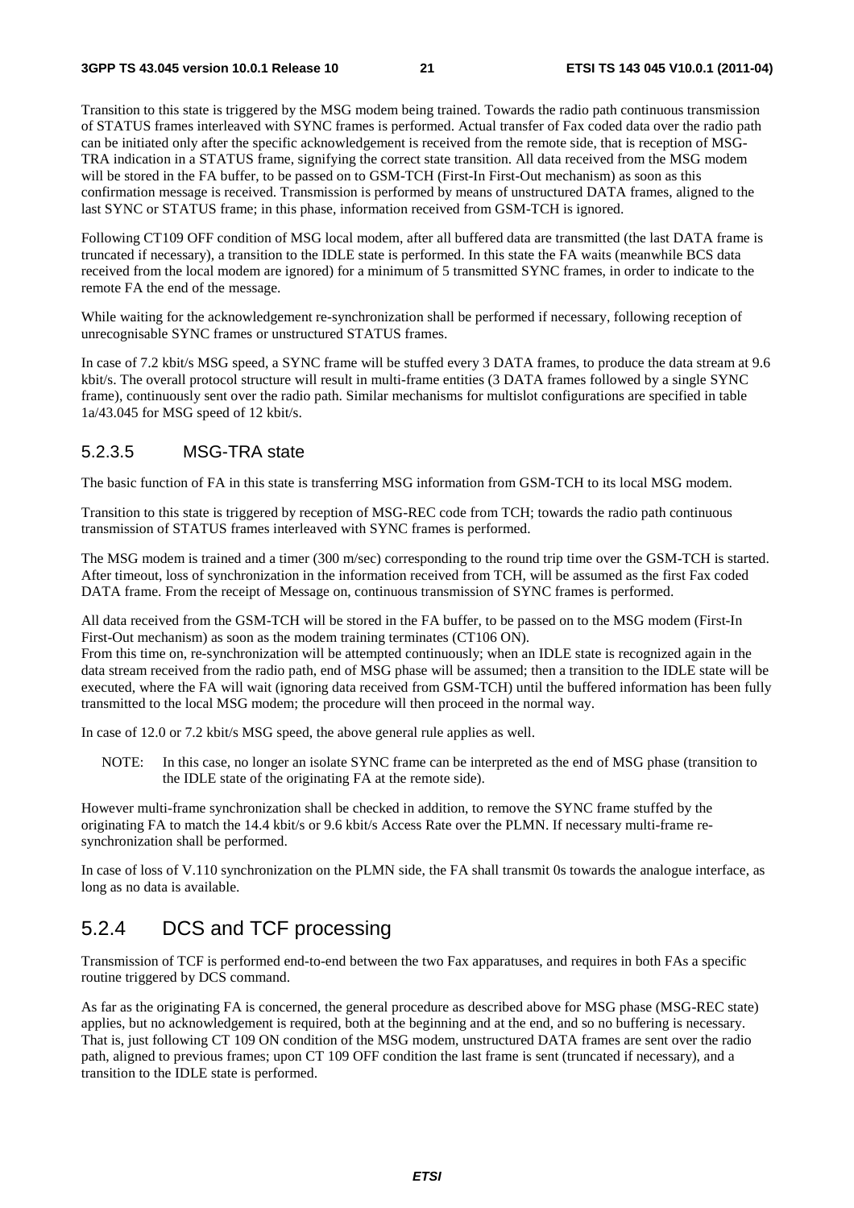Transition to this state is triggered by the MSG modem being trained. Towards the radio path continuous transmission of STATUS frames interleaved with SYNC frames is performed. Actual transfer of Fax coded data over the radio path can be initiated only after the specific acknowledgement is received from the remote side, that is reception of MSG-TRA indication in a STATUS frame, signifying the correct state transition. All data received from the MSG modem will be stored in the FA buffer, to be passed on to GSM-TCH (First-In First-Out mechanism) as soon as this confirmation message is received. Transmission is performed by means of unstructured DATA frames, aligned to the last SYNC or STATUS frame; in this phase, information received from GSM-TCH is ignored.

Following CT109 OFF condition of MSG local modem, after all buffered data are transmitted (the last DATA frame is truncated if necessary), a transition to the IDLE state is performed. In this state the FA waits (meanwhile BCS data received from the local modem are ignored) for a minimum of 5 transmitted SYNC frames, in order to indicate to the remote FA the end of the message.

While waiting for the acknowledgement re-synchronization shall be performed if necessary, following reception of unrecognisable SYNC frames or unstructured STATUS frames.

In case of 7.2 kbit/s MSG speed, a SYNC frame will be stuffed every 3 DATA frames, to produce the data stream at 9.6 kbit/s. The overall protocol structure will result in multi-frame entities (3 DATA frames followed by a single SYNC frame), continuously sent over the radio path. Similar mechanisms for multislot configurations are specified in table 1a/43.045 for MSG speed of 12 kbit/s.

#### 5.2.3.5 MSG-TRA state

The basic function of FA in this state is transferring MSG information from GSM-TCH to its local MSG modem.

Transition to this state is triggered by reception of MSG-REC code from TCH; towards the radio path continuous transmission of STATUS frames interleaved with SYNC frames is performed.

The MSG modem is trained and a timer (300 m/sec) corresponding to the round trip time over the GSM-TCH is started. After timeout, loss of synchronization in the information received from TCH, will be assumed as the first Fax coded DATA frame. From the receipt of Message on, continuous transmission of SYNC frames is performed.

All data received from the GSM-TCH will be stored in the FA buffer, to be passed on to the MSG modem (First-In First-Out mechanism) as soon as the modem training terminates (CT106 ON).
From this time on, re-synchronization will be attempted continuously; when an IDLE state is recognized again in the data stream received from the radio path, end of MSG phase will be assumed; then a transition to the IDLE state will be executed, where the FA will wait (ignoring data received from GSM-TCH) until the buffered information has been fully transmitted to the local MSG modem; the procedure will then proceed in the normal way.

In case of 12.0 or 7.2 kbit/s MSG speed, the above general rule applies as well.

NOTE: In this case, no longer an isolate SYNC frame can be interpreted as the end of MSG phase (transition to the IDLE state of the originating FA at the remote side).

However multi-frame synchronization shall be checked in addition, to remove the SYNC frame stuffed by the originating FA to match the 14.4 kbit/s or 9.6 kbit/s Access Rate over the PLMN. If necessary multi-frame re-synchronization shall be performed.

In case of loss of V.110 synchronization on the PLMN side, the FA shall transmit 0s towards the analogue interface, as long as no data is available.

### 5.2.4 DCS and TCF processing

Transmission of TCF is performed end-to-end between the two Fax apparatuses, and requires in both FAs a specific routine triggered by DCS command.

As far as the originating FA is concerned, the general procedure as described above for MSG phase (MSG-REC state) applies, but no acknowledgement is required, both at the beginning and at the end, and so no buffering is necessary. That is, just following CT 109 ON condition of the MSG modem, unstructured DATA frames are sent over the radio path, aligned to previous frames; upon CT 109 OFF condition the last frame is sent (truncated if necessary), and a transition to the IDLE state is performed.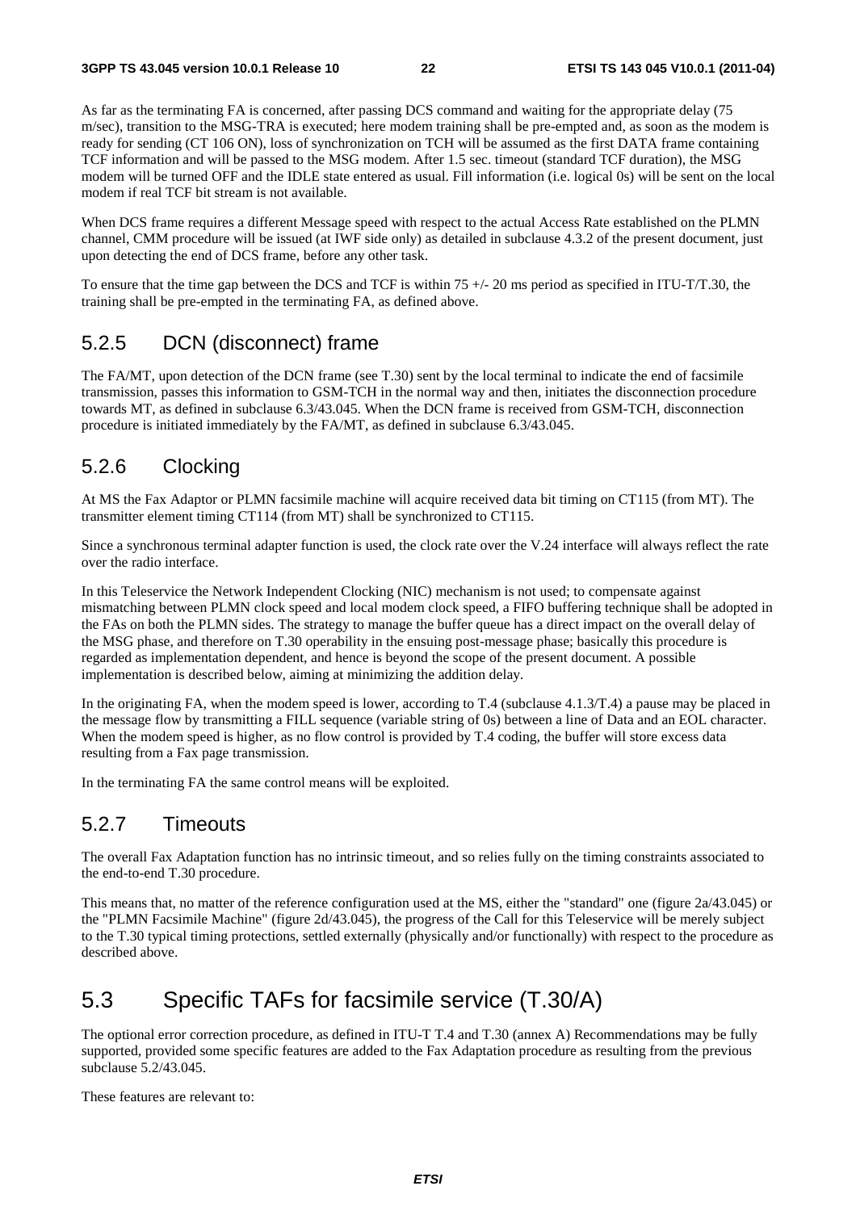As far as the terminating FA is concerned, after passing DCS command and waiting for the appropriate delay (75 m/sec), transition to the MSG-TRA is executed; here modem training shall be pre-empted and, as soon as the modem is ready for sending (CT 106 ON), loss of synchronization on TCH will be assumed as the first DATA frame containing TCF information and will be passed to the MSG modem. After 1.5 sec. timeout (standard TCF duration), the MSG modem will be turned OFF and the IDLE state entered as usual. Fill information (i.e. logical 0s) will be sent on the local modem if real TCF bit stream is not available.

When DCS frame requires a different Message speed with respect to the actual Access Rate established on the PLMN channel, CMM procedure will be issued (at IWF side only) as detailed in subclause 4.3.2 of the present document, just upon detecting the end of DCS frame, before any other task.

To ensure that the time gap between the DCS and TCF is within 75 +/- 20 ms period as specified in ITU-T/T.30, the training shall be pre-empted in the terminating FA, as defined above.

## 5.2.5 DCN (disconnect) frame

The FA/MT, upon detection of the DCN frame (see T.30) sent by the local terminal to indicate the end of facsimile transmission, passes this information to GSM-TCH in the normal way and then, initiates the disconnection procedure towards MT, as defined in subclause 6.3/43.045. When the DCN frame is received from GSM-TCH, disconnection procedure is initiated immediately by the FA/MT, as defined in subclause 6.3/43.045.

## 5.2.6 Clocking

At MS the Fax Adaptor or PLMN facsimile machine will acquire received data bit timing on CT115 (from MT). The transmitter element timing CT114 (from MT) shall be synchronized to CT115.

Since a synchronous terminal adapter function is used, the clock rate over the V.24 interface will always reflect the rate over the radio interface.

In this Teleservice the Network Independent Clocking (NIC) mechanism is not used; to compensate against mismatching between PLMN clock speed and local modem clock speed, a FIFO buffering technique shall be adopted in the FAs on both the PLMN sides. The strategy to manage the buffer queue has a direct impact on the overall delay of the MSG phase, and therefore on T.30 operability in the ensuing post-message phase; basically this procedure is regarded as implementation dependent, and hence is beyond the scope of the present document. A possible implementation is described below, aiming at minimizing the addition delay.

In the originating FA, when the modem speed is lower, according to T.4 (subclause 4.1.3/T.4) a pause may be placed in the message flow by transmitting a FILL sequence (variable string of 0s) between a line of Data and an EOL character. When the modem speed is higher, as no flow control is provided by T.4 coding, the buffer will store excess data resulting from a Fax page transmission.

In the terminating FA the same control means will be exploited.

## 5.2.7 Timeouts

The overall Fax Adaptation function has no intrinsic timeout, and so relies fully on the timing constraints associated to the end-to-end T.30 procedure.

This means that, no matter of the reference configuration used at the MS, either the "standard" one (figure 2a/43.045) or the "PLMN Facsimile Machine" (figure 2d/43.045), the progress of the Call for this Teleservice will be merely subject to the T.30 typical timing protections, settled externally (physically and/or functionally) with respect to the procedure as described above.

# 5.3 Specific TAFs for facsimile service (T.30/A)

The optional error correction procedure, as defined in ITU-T T.4 and T.30 (annex A) Recommendations may be fully supported, provided some specific features are added to the Fax Adaptation procedure as resulting from the previous subclause 5.2/43.045.

These features are relevant to: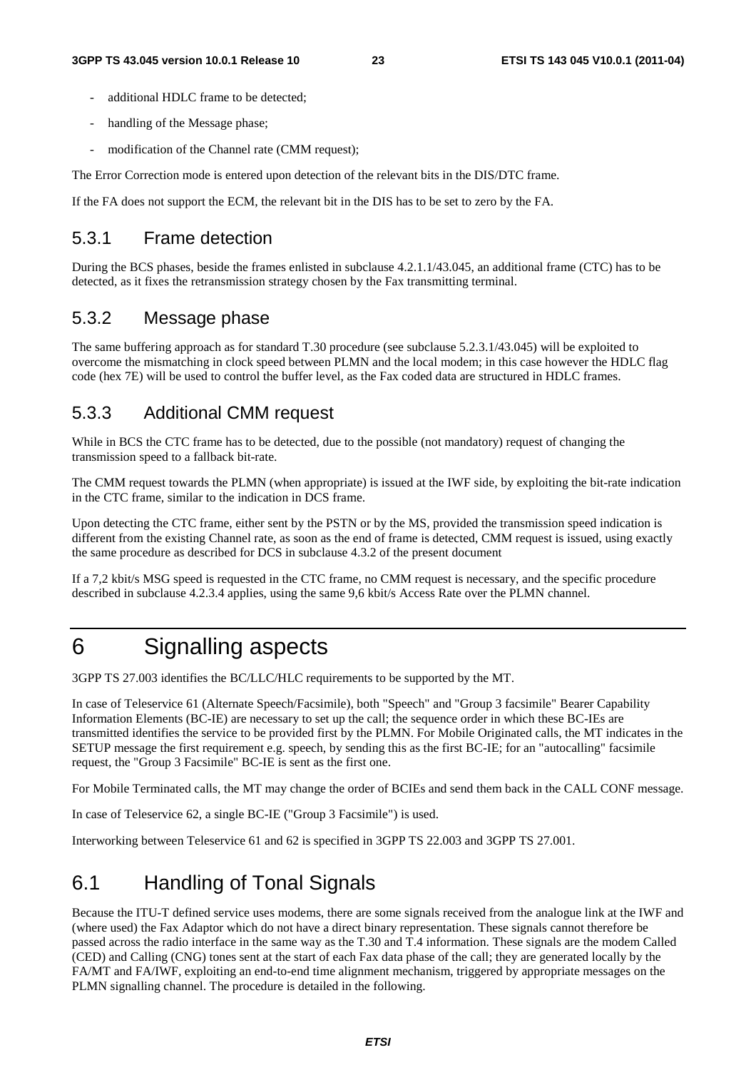- additional HDLC frame to be detected;
- handling of the Message phase;
- modification of the Channel rate (CMM request);

The Error Correction mode is entered upon detection of the relevant bits in the DIS/DTC frame.

If the FA does not support the ECM, the relevant bit in the DIS has to be set to zero by the FA.

### 5.3.1 Frame detection

During the BCS phases, beside the frames enlisted in subclause 4.2.1.1/43.045, an additional frame (CTC) has to be detected, as it fixes the retransmission strategy chosen by the Fax transmitting terminal.

### 5.3.2 Message phase

The same buffering approach as for standard T.30 procedure (see subclause 5.2.3.1/43.045) will be exploited to overcome the mismatching in clock speed between PLMN and the local modem; in this case however the HDLC flag code (hex 7E) will be used to control the buffer level, as the Fax coded data are structured in HDLC frames.

### 5.3.3 Additional CMM request

While in BCS the CTC frame has to be detected, due to the possible (not mandatory) request of changing the transmission speed to a fallback bit-rate.

The CMM request towards the PLMN (when appropriate) is issued at the IWF side, by exploiting the bit-rate indication in the CTC frame, similar to the indication in DCS frame.

Upon detecting the CTC frame, either sent by the PSTN or by the MS, provided the transmission speed indication is different from the existing Channel rate, as soon as the end of frame is detected, CMM request is issued, using exactly the same procedure as described for DCS in subclause 4.3.2 of the present document

If a 7,2 kbit/s MSG speed is requested in the CTC frame, no CMM request is necessary, and the specific procedure described in subclause 4.2.3.4 applies, using the same 9,6 kbit/s Access Rate over the PLMN channel.

# 6 Signalling aspects

3GPP TS 27.003 identifies the BC/LLC/HLC requirements to be supported by the MT.

In case of Teleservice 61 (Alternate Speech/Facsimile), both "Speech" and "Group 3 facsimile" Bearer Capability Information Elements (BC-IE) are necessary to set up the call; the sequence order in which these BC-IEs are transmitted identifies the service to be provided first by the PLMN. For Mobile Originated calls, the MT indicates in the SETUP message the first requirement e.g. speech, by sending this as the first BC-IE; for an "autocalling" facsimile request, the "Group 3 Facsimile" BC-IE is sent as the first one.

For Mobile Terminated calls, the MT may change the order of BCIEs and send them back in the CALL CONF message.

In case of Teleservice 62, a single BC-IE ("Group 3 Facsimile") is used.

Interworking between Teleservice 61 and 62 is specified in 3GPP TS 22.003 and 3GPP TS 27.001.

## 6.1 Handling of Tonal Signals

Because the ITU-T defined service uses modems, there are some signals received from the analogue link at the IWF and (where used) the Fax Adaptor which do not have a direct binary representation. These signals cannot therefore be passed across the radio interface in the same way as the T.30 and T.4 information. These signals are the modem Called (CED) and Calling (CNG) tones sent at the start of each Fax data phase of the call; they are generated locally by the FA/MT and FA/IWF, exploiting an end-to-end time alignment mechanism, triggered by appropriate messages on the PLMN signalling channel. The procedure is detailed in the following.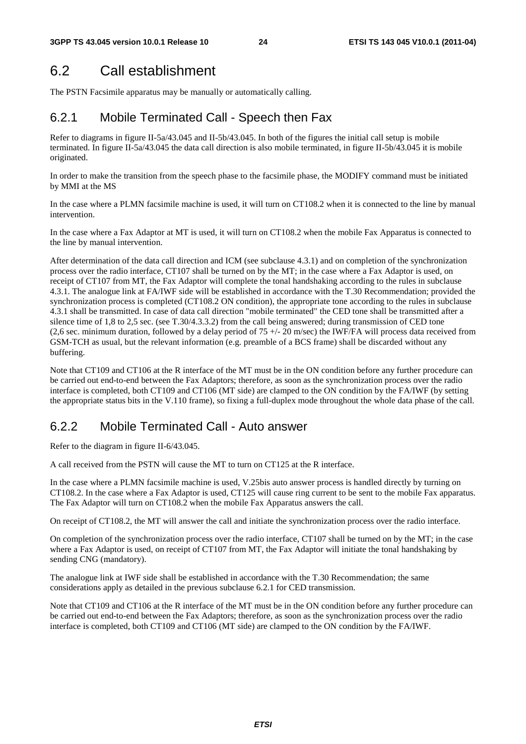## 6.2 Call establishment

The PSTN Facsimile apparatus may be manually or automatically calling.

### 6.2.1 Mobile Terminated Call - Speech then Fax

Refer to diagrams in figure II-5a/43.045 and II-5b/43.045. In both of the figures the initial call setup is mobile terminated. In figure II-5a/43.045 the data call direction is also mobile terminated, in figure II-5b/43.045 it is mobile originated.

In order to make the transition from the speech phase to the facsimile phase, the MODIFY command must be initiated by MMI at the MS

In the case where a PLMN facsimile machine is used, it will turn on CT108.2 when it is connected to the line by manual intervention.

In the case where a Fax Adaptor at MT is used, it will turn on CT108.2 when the mobile Fax Apparatus is connected to the line by manual intervention.

After determination of the data call direction and ICM (see subclause 4.3.1) and on completion of the synchronization process over the radio interface, CT107 shall be turned on by the MT; in the case where a Fax Adaptor is used, on receipt of CT107 from MT, the Fax Adaptor will complete the tonal handshaking according to the rules in subclause 4.3.1. The analogue link at FA/IWF side will be established in accordance with the T.30 Recommendation; provided the synchronization process is completed (CT108.2 ON condition), the appropriate tone according to the rules in subclause 4.3.1 shall be transmitted. In case of data call direction "mobile terminated" the CED tone shall be transmitted after a silence time of 1,8 to 2,5 sec. (see T.30/4.3.3.2) from the call being answered; during transmission of CED tone (2,6 sec. minimum duration, followed by a delay period of 75 +/- 20 m/sec) the IWF/FA will process data received from GSM-TCH as usual, but the relevant information (e.g. preamble of a BCS frame) shall be discarded without any buffering.

Note that CT109 and CT106 at the R interface of the MT must be in the ON condition before any further procedure can be carried out end-to-end between the Fax Adaptors; therefore, as soon as the synchronization process over the radio interface is completed, both CT109 and CT106 (MT side) are clamped to the ON condition by the FA/IWF (by setting the appropriate status bits in the V.110 frame), so fixing a full-duplex mode throughout the whole data phase of the call.

### 6.2.2 Mobile Terminated Call - Auto answer

Refer to the diagram in figure II-6/43.045.

A call received from the PSTN will cause the MT to turn on CT125 at the R interface.

In the case where a PLMN facsimile machine is used, V.25bis auto answer process is handled directly by turning on CT108.2. In the case where a Fax Adaptor is used, CT125 will cause ring current to be sent to the mobile Fax apparatus. The Fax Adaptor will turn on CT108.2 when the mobile Fax Apparatus answers the call.

On receipt of CT108.2, the MT will answer the call and initiate the synchronization process over the radio interface.

On completion of the synchronization process over the radio interface, CT107 shall be turned on by the MT; in the case where a Fax Adaptor is used, on receipt of CT107 from MT, the Fax Adaptor will initiate the tonal handshaking by sending CNG (mandatory).

The analogue link at IWF side shall be established in accordance with the T.30 Recommendation; the same considerations apply as detailed in the previous subclause 6.2.1 for CED transmission.

Note that CT109 and CT106 at the R interface of the MT must be in the ON condition before any further procedure can be carried out end-to-end between the Fax Adaptors; therefore, as soon as the synchronization process over the radio interface is completed, both CT109 and CT106 (MT side) are clamped to the ON condition by the FA/IWF.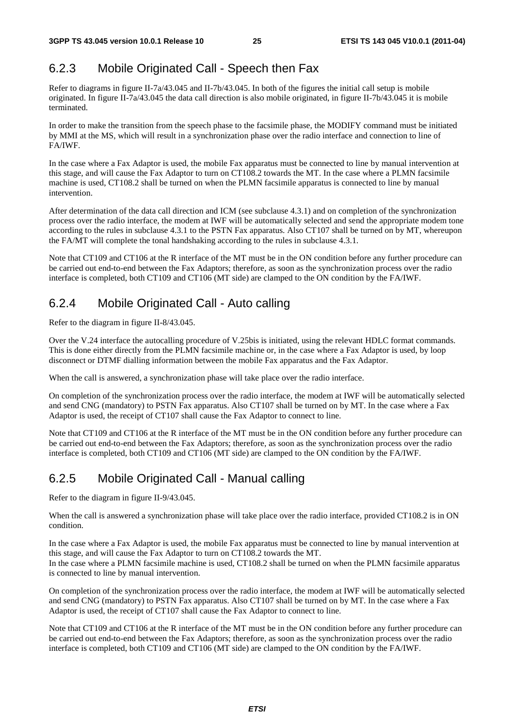## 6.2.3 Mobile Originated Call - Speech then Fax

Refer to diagrams in figure II-7a/43.045 and II-7b/43.045. In both of the figures the initial call setup is mobile originated. In figure II-7a/43.045 the data call direction is also mobile originated, in figure II-7b/43.045 it is mobile terminated.

In order to make the transition from the speech phase to the facsimile phase, the MODIFY command must be initiated by MMI at the MS, which will result in a synchronization phase over the radio interface and connection to line of FA/IWF.

In the case where a Fax Adaptor is used, the mobile Fax apparatus must be connected to line by manual intervention at this stage, and will cause the Fax Adaptor to turn on CT108.2 towards the MT. In the case where a PLMN facsimile machine is used, CT108.2 shall be turned on when the PLMN facsimile apparatus is connected to line by manual intervention.

After determination of the data call direction and ICM (see subclause 4.3.1) and on completion of the synchronization process over the radio interface, the modem at IWF will be automatically selected and send the appropriate modem tone according to the rules in subclause 4.3.1 to the PSTN Fax apparatus. Also CT107 shall be turned on by MT, whereupon the FA/MT will complete the tonal handshaking according to the rules in subclause 4.3.1.

Note that CT109 and CT106 at the R interface of the MT must be in the ON condition before any further procedure can be carried out end-to-end between the Fax Adaptors; therefore, as soon as the synchronization process over the radio interface is completed, both CT109 and CT106 (MT side) are clamped to the ON condition by the FA/IWF.

## 6.2.4 Mobile Originated Call - Auto calling

Refer to the diagram in figure II-8/43.045.

Over the V.24 interface the autocalling procedure of V.25bis is initiated, using the relevant HDLC format commands. This is done either directly from the PLMN facsimile machine or, in the case where a Fax Adaptor is used, by loop disconnect or DTMF dialling information between the mobile Fax apparatus and the Fax Adaptor.

When the call is answered, a synchronization phase will take place over the radio interface.

On completion of the synchronization process over the radio interface, the modem at IWF will be automatically selected and send CNG (mandatory) to PSTN Fax apparatus. Also CT107 shall be turned on by MT. In the case where a Fax Adaptor is used, the receipt of CT107 shall cause the Fax Adaptor to connect to line.

Note that CT109 and CT106 at the R interface of the MT must be in the ON condition before any further procedure can be carried out end-to-end between the Fax Adaptors; therefore, as soon as the synchronization process over the radio interface is completed, both CT109 and CT106 (MT side) are clamped to the ON condition by the FA/IWF.

## 6.2.5 Mobile Originated Call - Manual calling

Refer to the diagram in figure II-9/43.045.

When the call is answered a synchronization phase will take place over the radio interface, provided CT108.2 is in ON condition.

In the case where a Fax Adaptor is used, the mobile Fax apparatus must be connected to line by manual intervention at this stage, and will cause the Fax Adaptor to turn on CT108.2 towards the MT.
In the case where a PLMN facsimile machine is used, CT108.2 shall be turned on when the PLMN facsimile apparatus is connected to line by manual intervention.

On completion of the synchronization process over the radio interface, the modem at IWF will be automatically selected and send CNG (mandatory) to PSTN Fax apparatus. Also CT107 shall be turned on by MT. In the case where a Fax Adaptor is used, the receipt of CT107 shall cause the Fax Adaptor to connect to line.

Note that CT109 and CT106 at the R interface of the MT must be in the ON condition before any further procedure can be carried out end-to-end between the Fax Adaptors; therefore, as soon as the synchronization process over the radio interface is completed, both CT109 and CT106 (MT side) are clamped to the ON condition by the FA/IWF.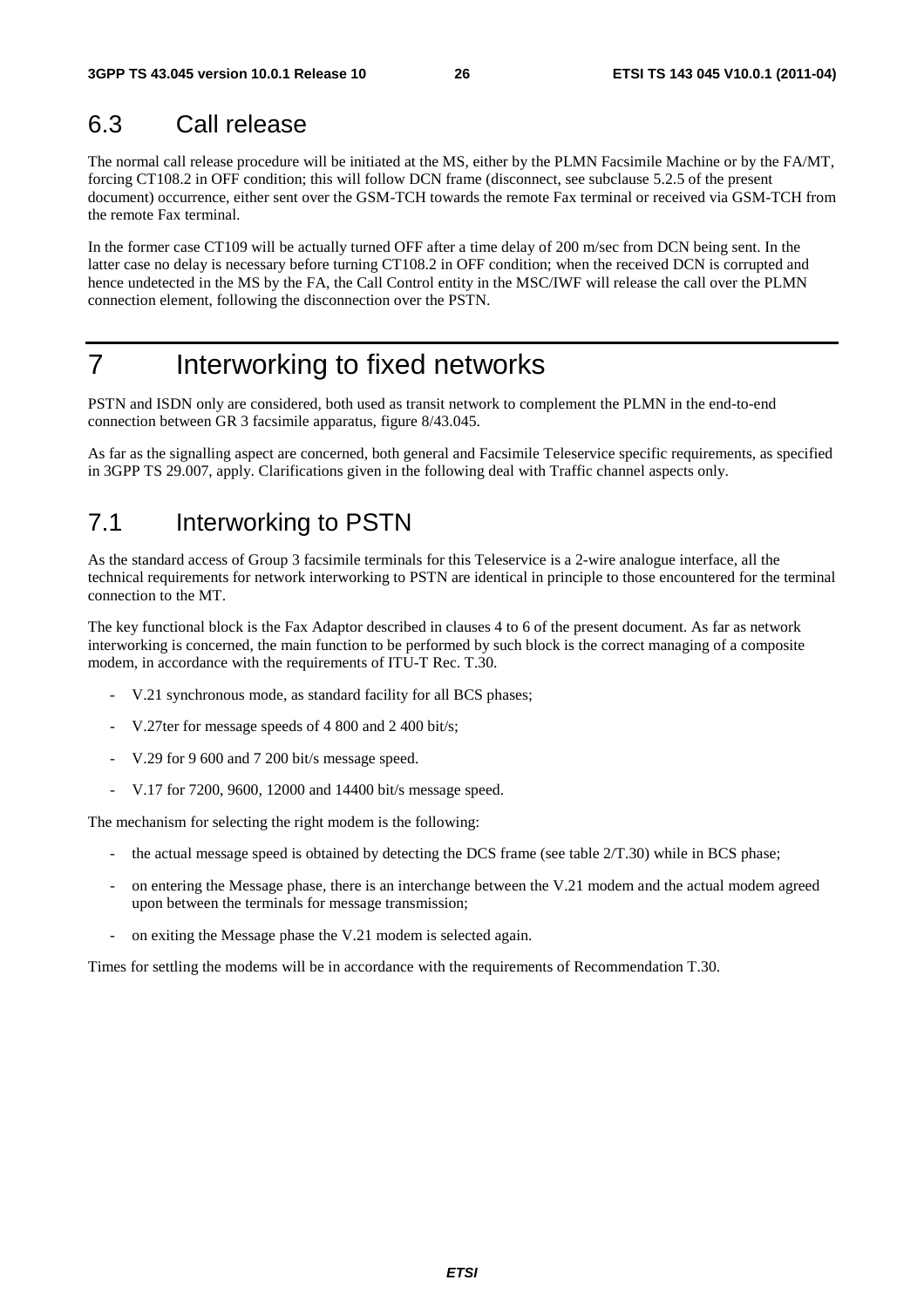## 6.3 Call release

The normal call release procedure will be initiated at the MS, either by the PLMN Facsimile Machine or by the FA/MT, forcing CT108.2 in OFF condition; this will follow DCN frame (disconnect, see subclause 5.2.5 of the present document) occurrence, either sent over the GSM-TCH towards the remote Fax terminal or received via GSM-TCH from the remote Fax terminal.

In the former case CT109 will be actually turned OFF after a time delay of 200 m/sec from DCN being sent. In the latter case no delay is necessary before turning CT108.2 in OFF condition; when the received DCN is corrupted and hence undetected in the MS by the FA, the Call Control entity in the MSC/IWF will release the call over the PLMN connection element, following the disconnection over the PSTN.

# 7 Interworking to fixed networks

PSTN and ISDN only are considered, both used as transit network to complement the PLMN in the end-to-end connection between GR 3 facsimile apparatus, figure 8/43.045.

As far as the signalling aspect are concerned, both general and Facsimile Teleservice specific requirements, as specified in 3GPP TS 29.007, apply. Clarifications given in the following deal with Traffic channel aspects only.

## 7.1 Interworking to PSTN

As the standard access of Group 3 facsimile terminals for this Teleservice is a 2-wire analogue interface, all the technical requirements for network interworking to PSTN are identical in principle to those encountered for the terminal connection to the MT.

The key functional block is the Fax Adaptor described in clauses 4 to 6 of the present document. As far as network interworking is concerned, the main function to be performed by such block is the correct managing of a composite modem, in accordance with the requirements of ITU-T Rec. T.30.

- V.21 synchronous mode, as standard facility for all BCS phases;
- V.27ter for message speeds of 4 800 and 2 400 bit/s;
- V.29 for 9 600 and 7 200 bit/s message speed.
- V.17 for 7200, 9600, 12000 and 14400 bit/s message speed.

The mechanism for selecting the right modem is the following:

- the actual message speed is obtained by detecting the DCS frame (see table 2/T.30) while in BCS phase;
- on entering the Message phase, there is an interchange between the V.21 modem and the actual modem agreed upon between the terminals for message transmission;
- on exiting the Message phase the V.21 modem is selected again.

Times for settling the modems will be in accordance with the requirements of Recommendation T.30.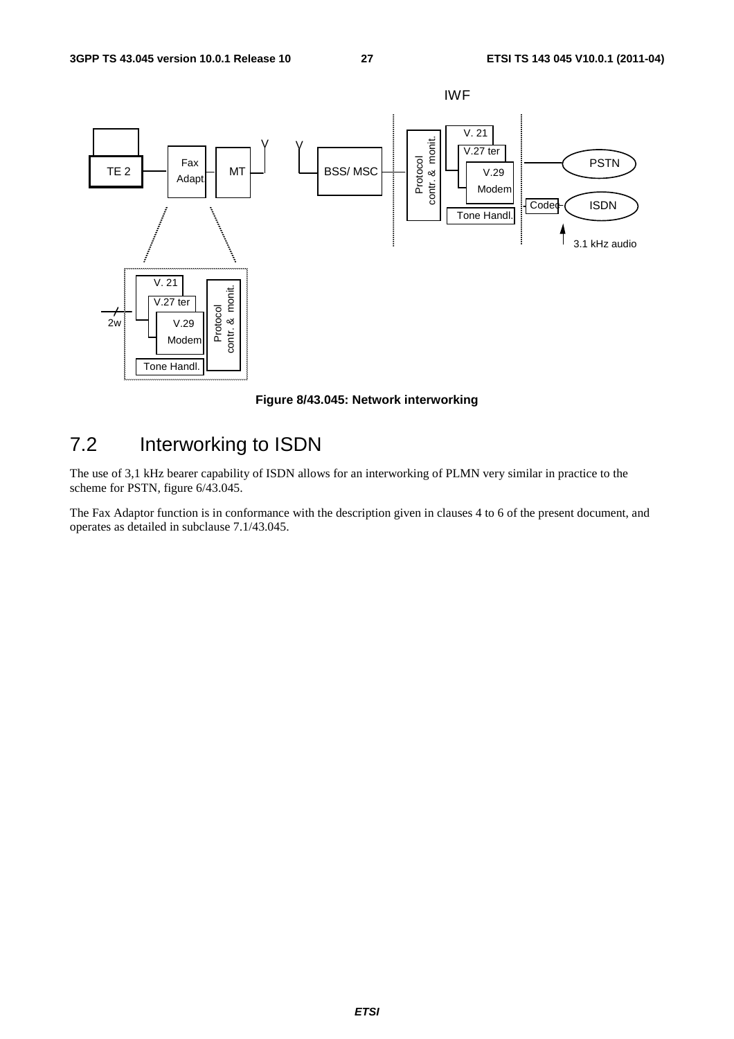**Figure 8/43.045: Network interworking**

## 7.2 Interworking to ISDN

The use of 3,1 kHz bearer capability of ISDN allows for an interworking of PLMN very similar in practice to the scheme for PSTN, figure 6/43.045.

The Fax Adaptor function is in conformance with the description given in clauses 4 to 6 of the present document, and operates as detailed in subclause 7.1/43.045.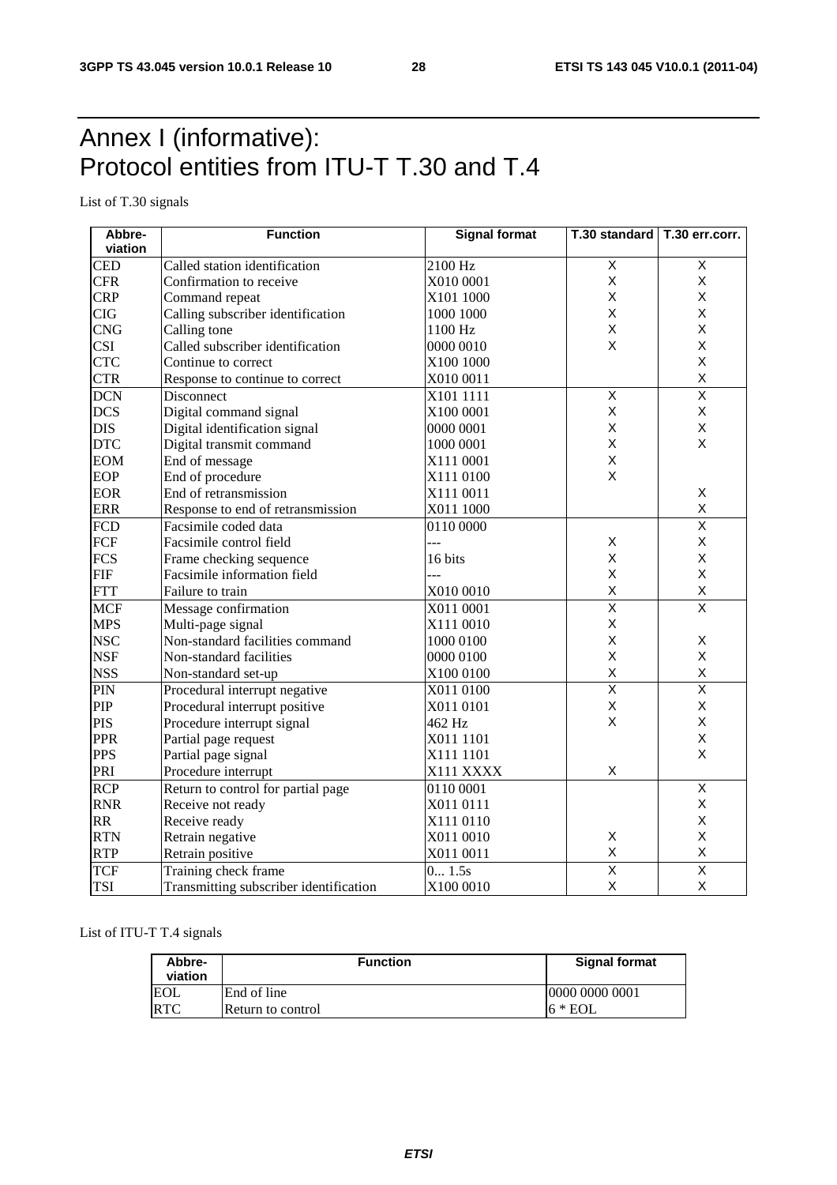# Annex I (informative): Protocol entities from ITU-T T.30 and T.4

List of T.30 signals

| Abbre-viation | Function | Signal format | T.30 standard | T.30 err.corr. |
|---|---|---|---|---|
| CED | Called station identification | 2100 Hz | X | X |
| CFR | Confirmation to receive | X010 0001 | X | X |
| CRP | Command repeat | X101 1000 | X | X |
| CIG | Calling subscriber identification | 1000 1000 | X | X |
| CNG | Calling tone | 1100 Hz | X | X |
| CSI | Called subscriber identification | 0000 0010 | X | X |
| CTC | Continue to correct | X100 1000 | | X |
| CTR | Response to continue to correct | X010 0011 | | X |
| DCN | Disconnect | X101 1111 | X | X |
| DCS | Digital command signal | X100 0001 | X | X |
| DIS | Digital identification signal | 0000 0001 | X | X |
| DTC | Digital transmit command | 1000 0001 | X | X |
| EOM | End of message | X111 0001 | X | |
| EOP | End of procedure | X111 0100 | X | |
| EOR | End of retransmission | X111 0011 | | X |
| ERR | Response to end of retransmission | X011 1000 | | X |
| FCD | Facsimile coded data | 0110 0000 | | X |
| FCF | Facsimile control field | --- | X | X |
| FCS | Frame checking sequence | 16 bits | X | X |
| FIF | Facsimile information field | --- | X | X |
| FTT | Failure to train | X010 0010 | X | X |
| MCF | Message confirmation | X011 0001 | X | X |
| MPS | Multi-page signal | X111 0010 | X | |
| NSC | Non-standard facilities command | 1000 0100 | X | X |
| NSF | Non-standard facilities | 0000 0100 | X | X |
| NSS | Non-standard set-up | X100 0100 | X | X |
| PIN | Procedural interrupt negative | X011 0100 | X | X |
| PIP | Procedural interrupt positive | X011 0101 | X | X |
| PIS | Procedure interrupt signal | 462 Hz | X | X |
| PPR | Partial page request | X011 1101 | | X |
| PPS | Partial page signal | X111 1101 | | X |
| PRI | Procedure interrupt | X111 XXXX | X | |
| RCP | Return to control for partial page | 0110 0001 | | X |
| RNR | Receive not ready | X011 0111 | | X |
| RR | Receive ready | X111 0110 | | X |
| RTN | Retrain negative | X011 0010 | X | X |
| RTP | Retrain positive | X011 0011 | X | X |
| TCF | Training check frame | 0... 1.5s | X | X |
| TSI | Transmitting subscriber identification | X100 0010 | X | X |

List of ITU-T T.4 signals

| Abbre-viation | Function | Signal format |
|---|---|---|
| EOL | End of line | 0000 0000 0001 |
| RTC | Return to control | 6 * EOL |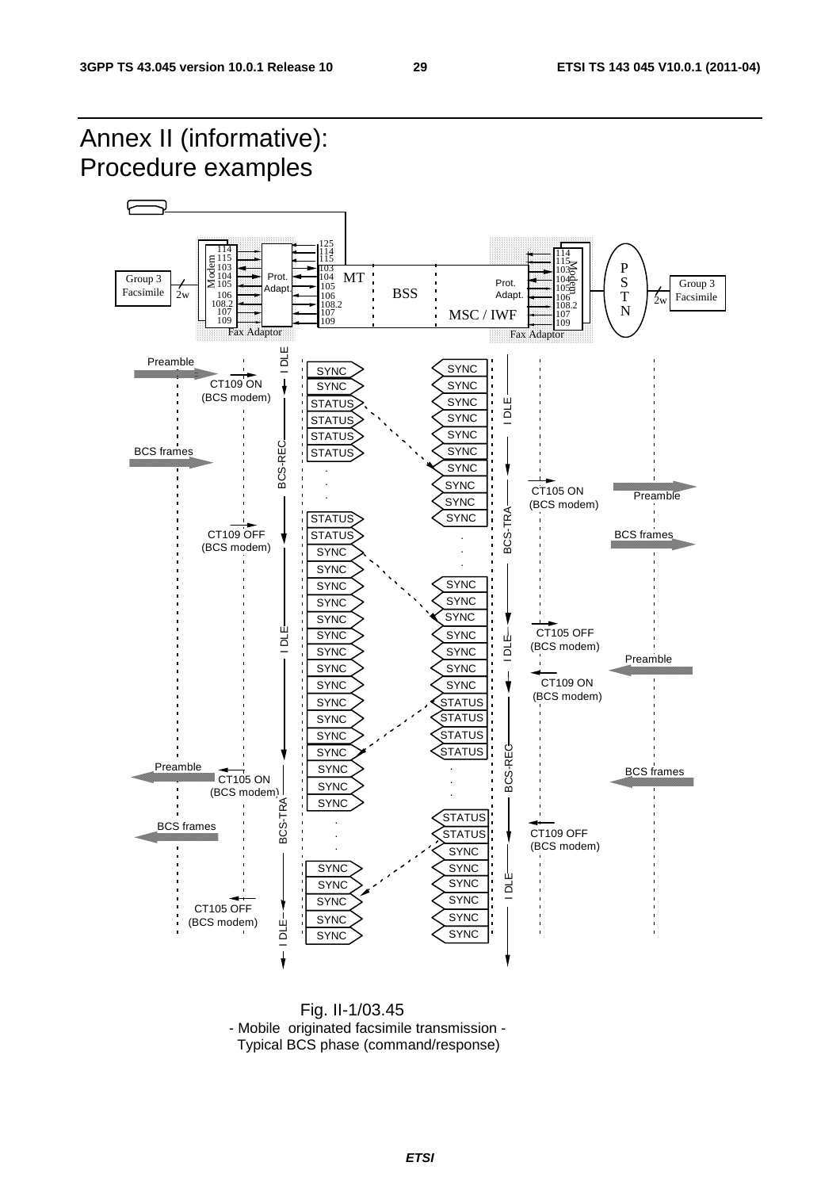# Annex II (informative): Procedure examples

Fig. II-1/03.45
- Mobile originated facsimile transmission -
Typical BCS phase (command/response)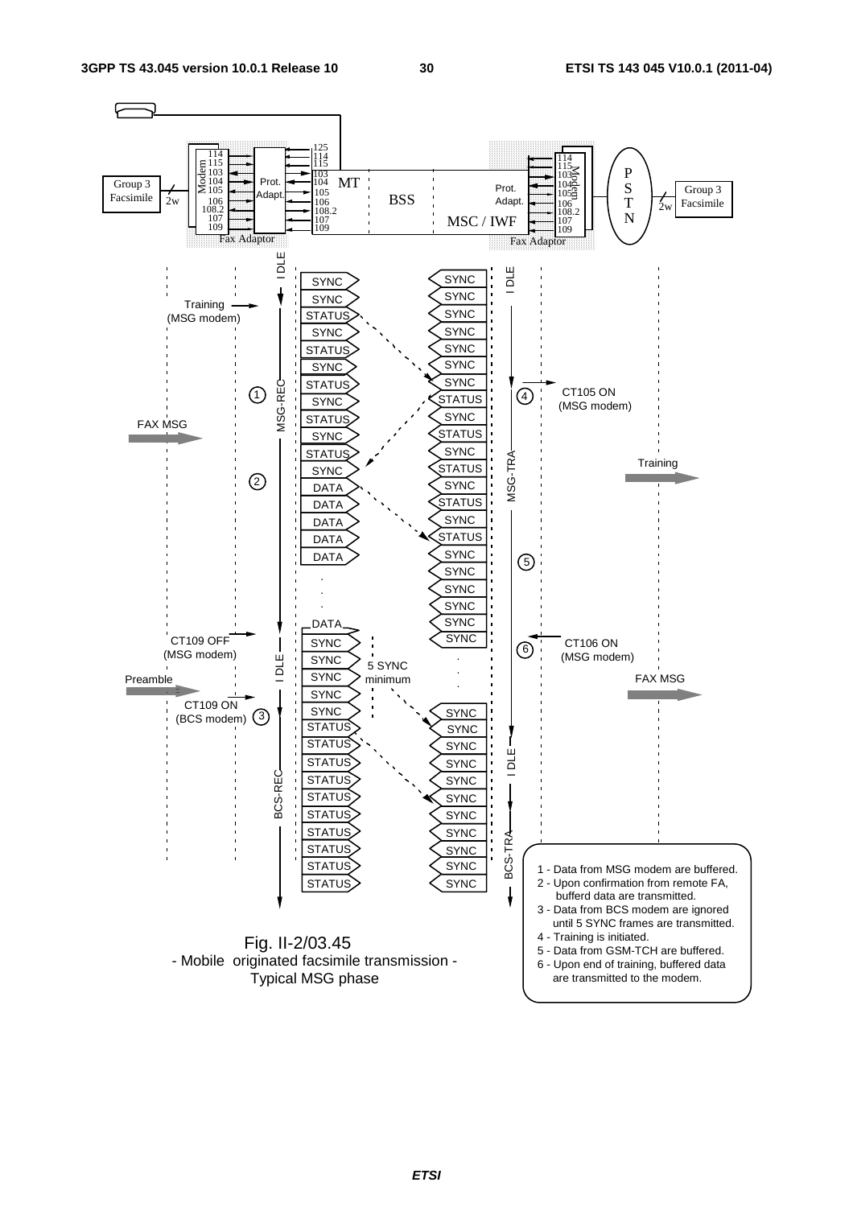Fig. II-2/03.45
- Mobile originated facsimile transmission -
Typical MSG phase

1 - Data from MSG modem are buffered.
2 - Upon confirmation from remote FA, bufferd data are transmitted.
3 - Data from BCS modem are ignored until 5 SYNC frames are transmitted.
4 - Training is initiated.
5 - Data from GSM-TCH are buffered.
6 - Upon end of training, buffered data are transmitted to the modem.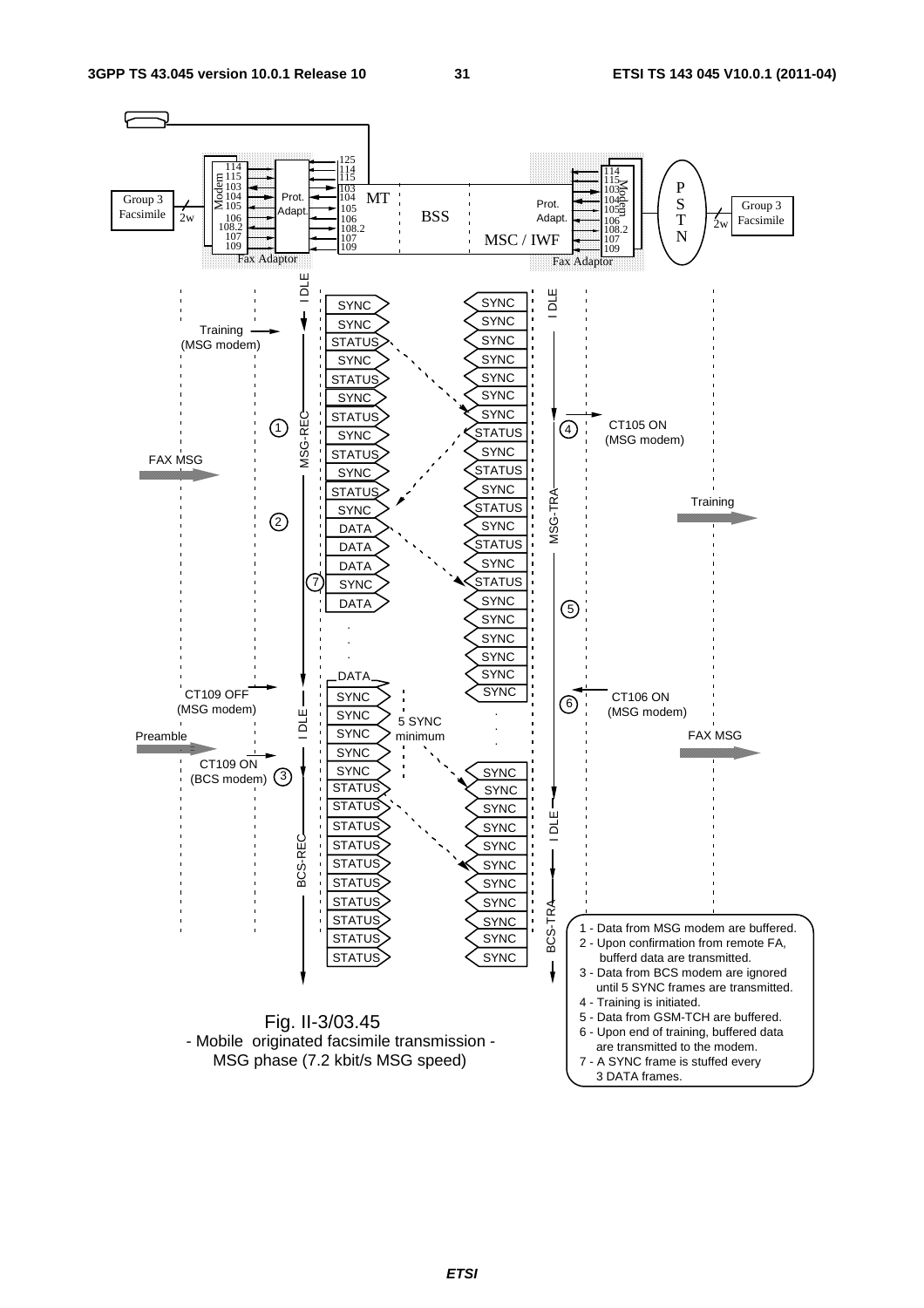Fig. II-3/03.45
- Mobile originated facsimile transmission -
MSG phase (7.2 kbit/s MSG speed)

1 - Data from MSG modem are buffered.
2 - Upon confirmation from remote FA, bufferd data are transmitted.
3 - Data from BCS modem are ignored until 5 SYNC frames are transmitted.
4 - Training is initiated.
5 - Data from GSM-TCH are buffered.
6 - Upon end of training, buffered data are transmitted to the modem.
7 - A SYNC frame is stuffed every 3 DATA frames.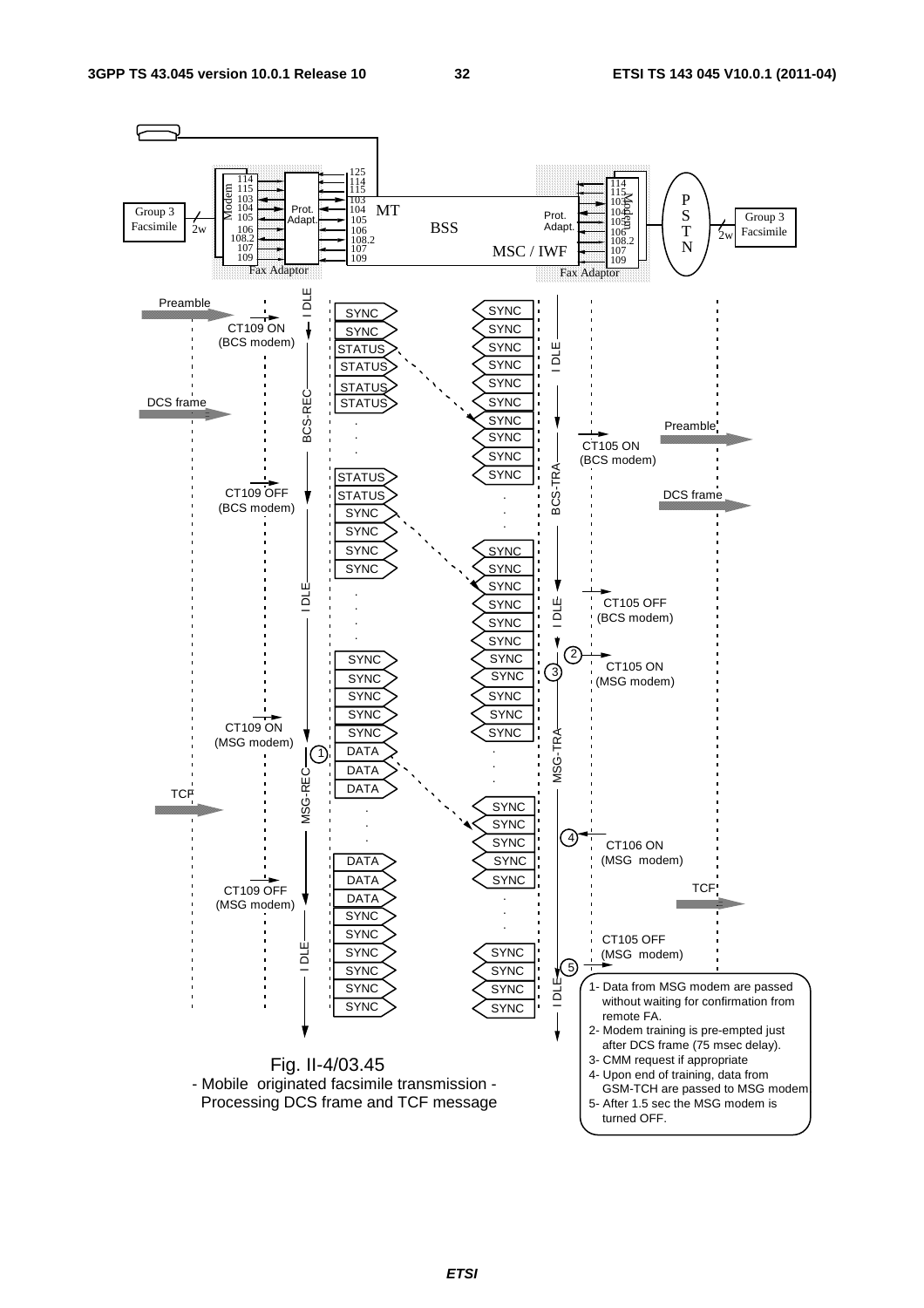Fig. II-4/03.45

- Mobile originated facsimile transmission -

Processing DCS frame and TCF message

1- Data from MSG modem are passed without waiting for confirmation from remote FA.

2- Modem training is pre-empted just after DCS frame (75 msec delay).

3- CMM request if appropriate

4- Upon end of training, data from GSM-TCH are passed to MSG modem

5- After 1.5 sec the MSG modem is turned OFF.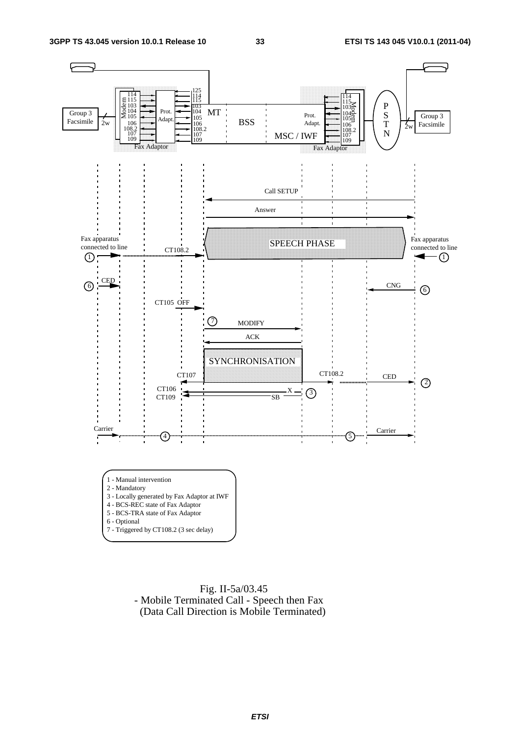1 - Manual intervention
2 - Mandatory
3 - Locally generated by Fax Adaptor at IWF
4 - BCS-REC state of Fax Adaptor
5 - BCS-TRA state of Fax Adaptor
6 - Optional
7 - Triggered by CT108.2 (3 sec delay)

Fig. II-5a/03.45
- Mobile Terminated Call - Speech then Fax
(Data Call Direction is Mobile Terminated)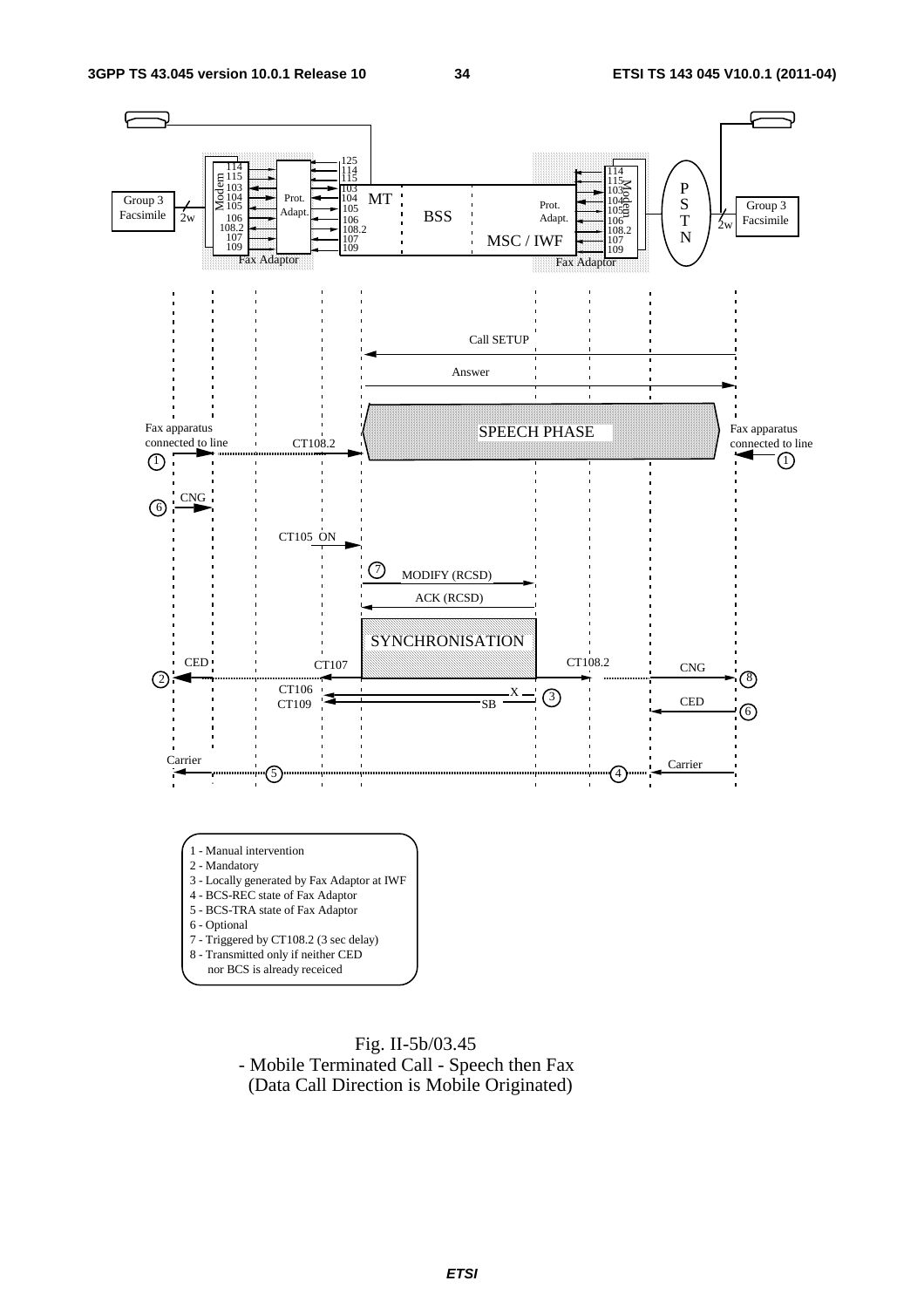Group 3 Facsimile

2w

Modem

114
115
103
104
105
106
108.2
107
109

Prot. Adapt.

125
114
115
103
104
105
106
108.2
107
109

MT

BSS

MSC / IWF

Prot. Adapt.

114
115
103
104
105
106
108.2
107
109

Modem

Fax Adaptor

Fax Adaptor

P S T N

2w

Group 3 Facsimile

Call SETUP

Answer

Fax apparatus connected to line 1

CT108.2

SPEECH PHASE

Fax apparatus connected to line 1

6 CNG

CT105 ON

7 MODIFY (RCSD)

ACK (RCSD)

SYNCHRONISATION

2 CED

CT107

CT108.2

CNG 8

CT106
CT109

X
SB
3

CED 6

Carrier

5

4

Carrier

1 - Manual intervention
2 - Mandatory
3 - Locally generated by Fax Adaptor at IWF
4 - BCS-REC state of Fax Adaptor
5 - BCS-TRA state of Fax Adaptor
6 - Optional
7 - Triggered by CT108.2 (3 sec delay)
8 - Transmitted only if neither CED
    nor BCS is already receiced

Fig. II-5b/03.45
- Mobile Terminated Call - Speech then Fax
(Data Call Direction is Mobile Originated)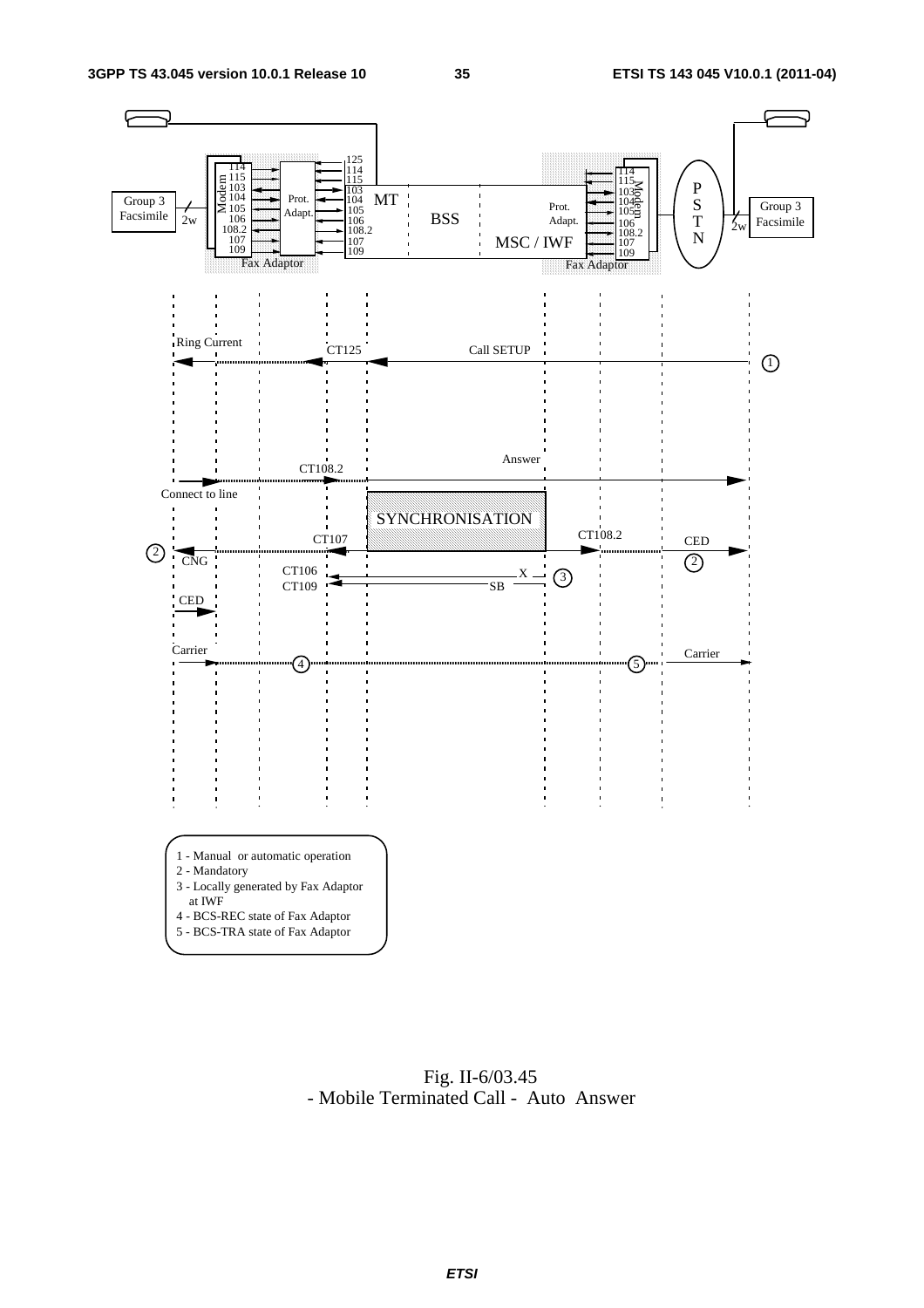1 - Manual or automatic operation
2 - Mandatory
3 - Locally generated by Fax Adaptor at IWF
4 - BCS-REC state of Fax Adaptor
5 - BCS-TRA state of Fax Adaptor

Fig. II-6/03.45
- Mobile Terminated Call - Auto Answer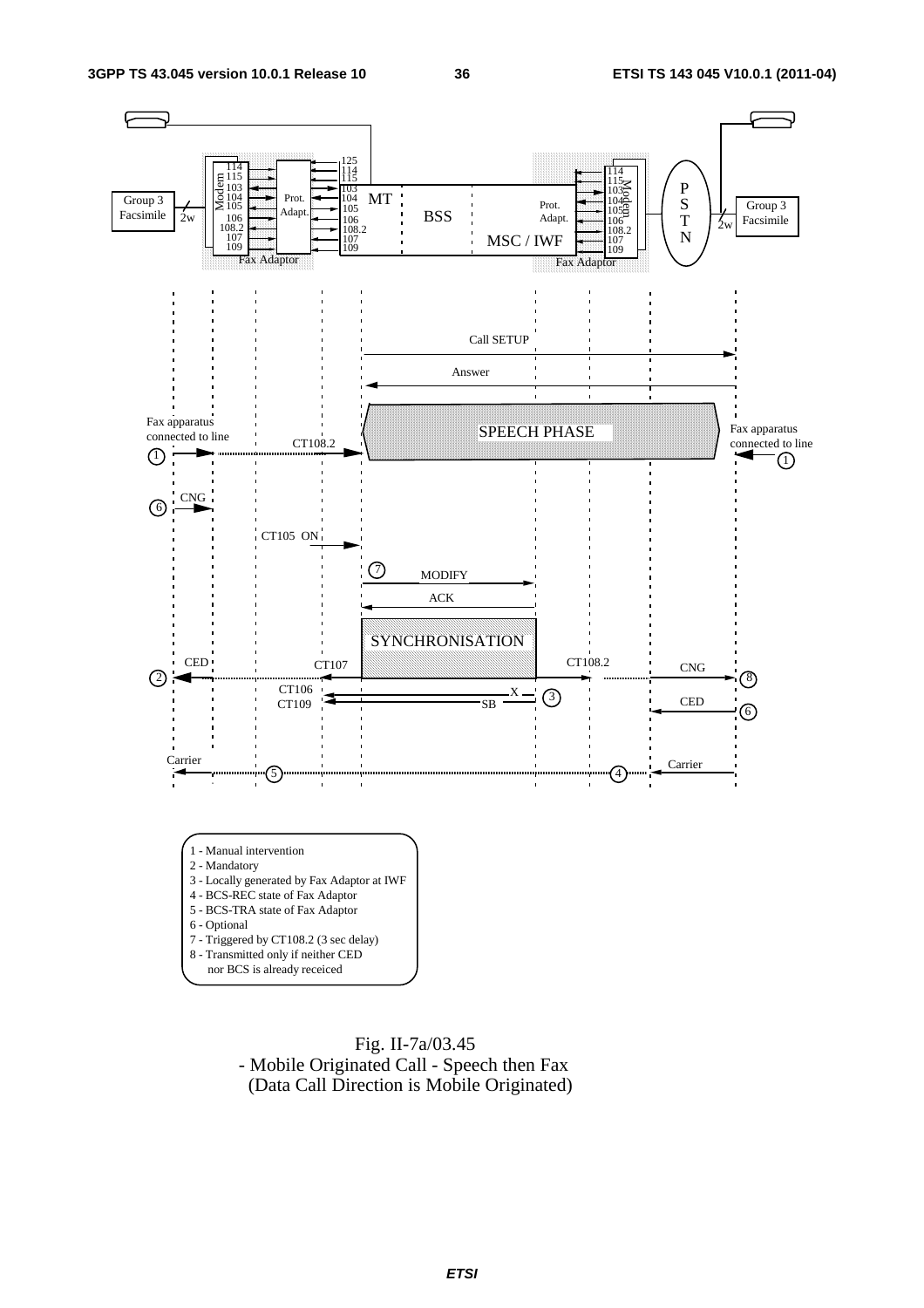1 - Manual intervention
2 - Mandatory
3 - Locally generated by Fax Adaptor at IWF
4 - BCS-REC state of Fax Adaptor
5 - BCS-TRA state of Fax Adaptor
6 - Optional
7 - Triggered by CT108.2 (3 sec delay)
8 - Transmitted only if neither CED nor BCS is already receiced

Fig. II-7a/03.45
- Mobile Originated Call - Speech then Fax
(Data Call Direction is Mobile Originated)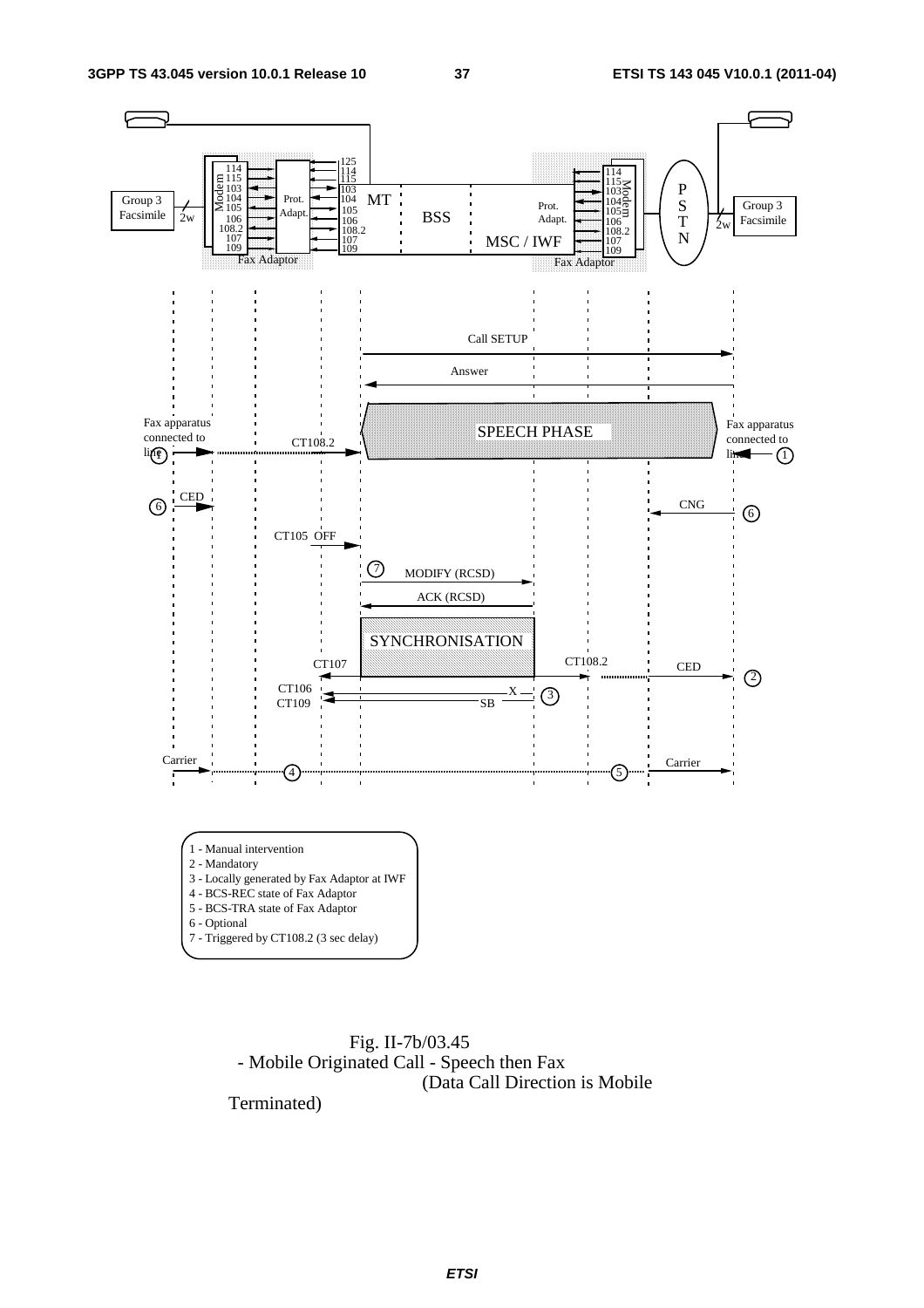1 - Manual intervention
2 - Mandatory
3 - Locally generated by Fax Adaptor at IWF
4 - BCS-REC state of Fax Adaptor
5 - BCS-TRA state of Fax Adaptor
6 - Optional
7 - Triggered by CT108.2 (3 sec delay)

Fig. II-7b/03.45
- Mobile Originated Call - Speech then Fax
(Data Call Direction is Mobile Terminated)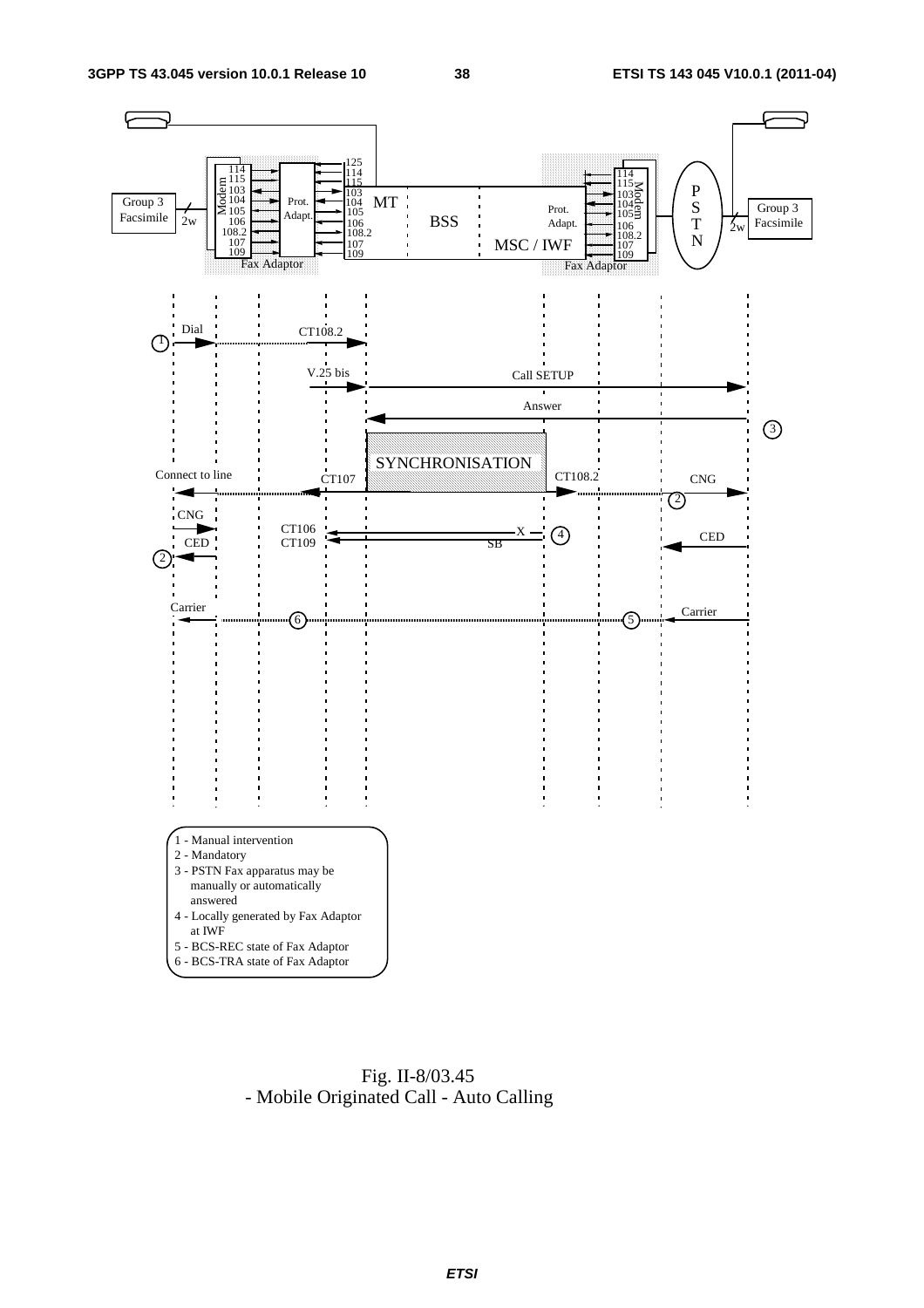1 - Manual intervention
2 - Mandatory
3 - PSTN Fax apparatus may be manually or automatically answered
4 - Locally generated by Fax Adaptor at IWF
5 - BCS-REC state of Fax Adaptor
6 - BCS-TRA state of Fax Adaptor

Fig. II-8/03.45
- Mobile Originated Call - Auto Calling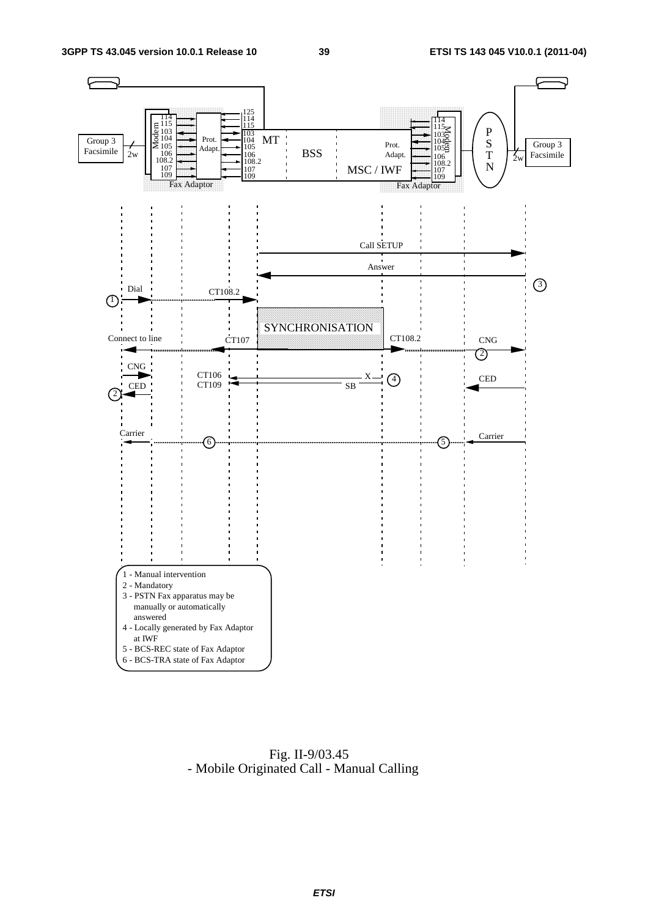Fig. II-9/03.45
- Mobile Originated Call - Manual Calling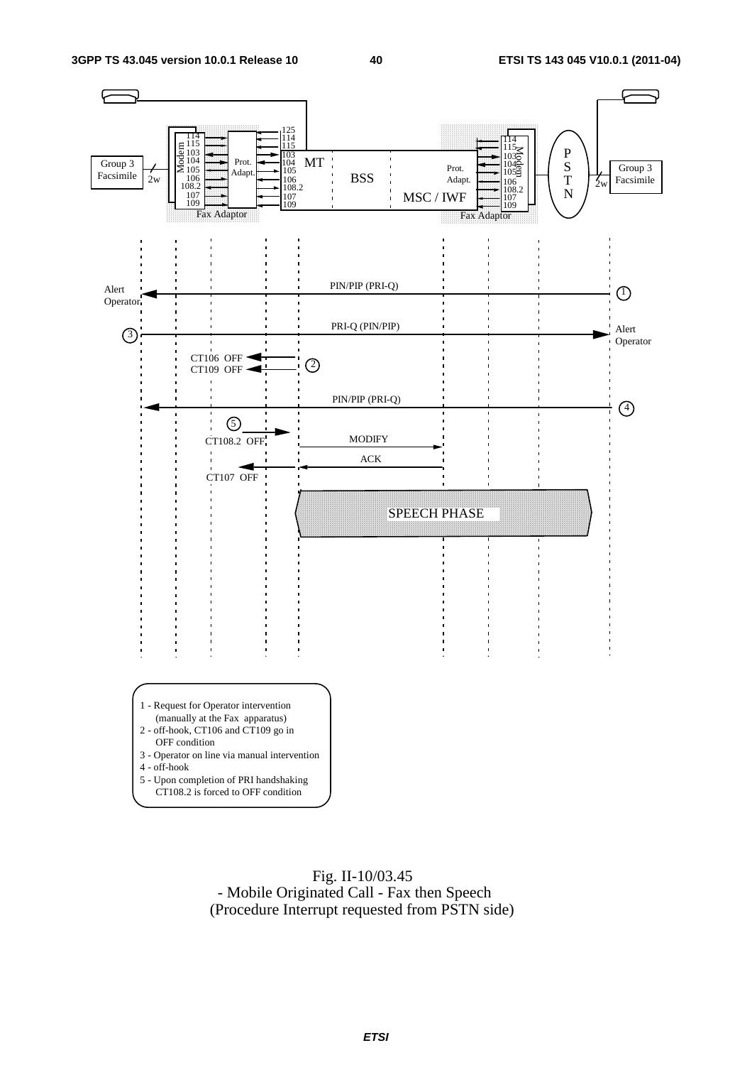1 - Request for Operator intervention
 (manually at the Fax apparatus)
2 - off-hook, CT106 and CT109 go in
 OFF condition
3 - Operator on line via manual intervention
4 - off-hook
5 - Upon completion of PRI handshaking
 CT108.2 is forced to OFF condition

Fig. II-10/03.45
- Mobile Originated Call - Fax then Speech
(Procedure Interrupt requested from PSTN side)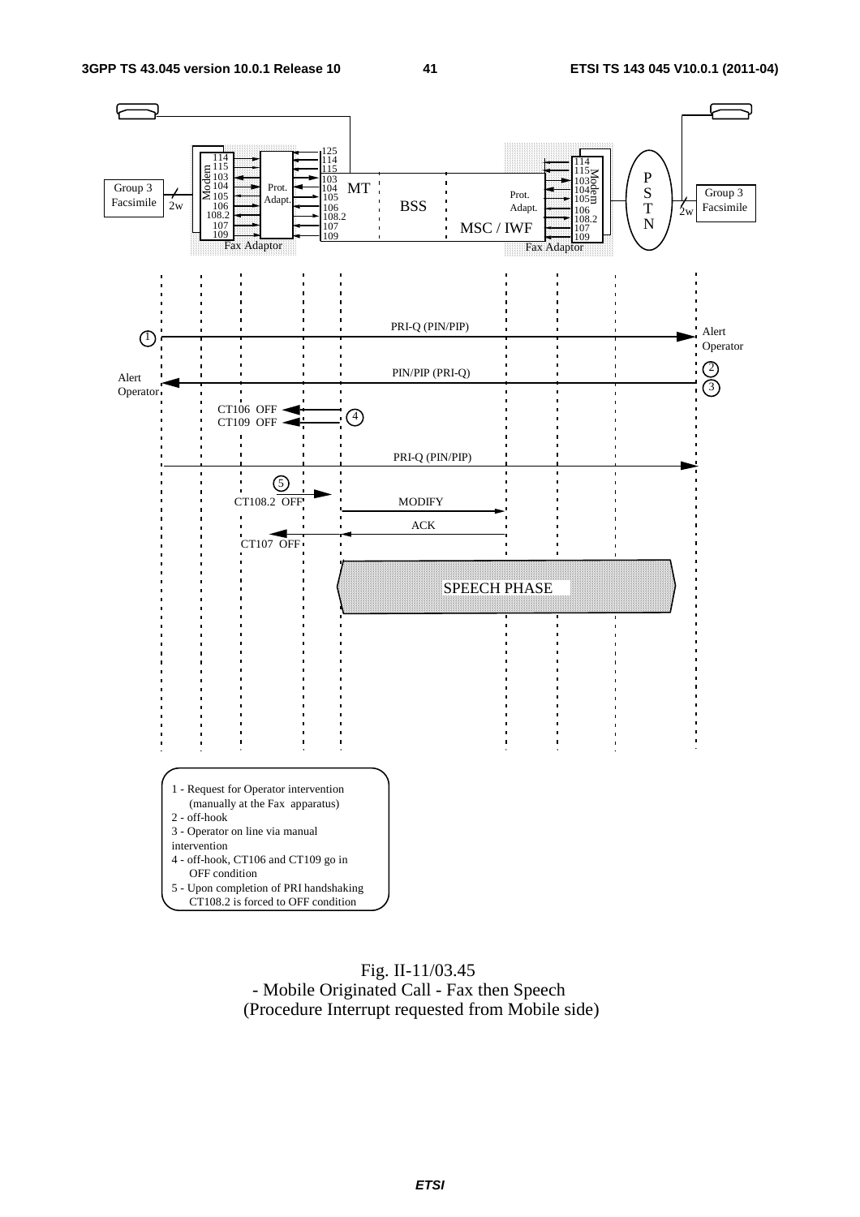1 - Request for Operator intervention (manually at the Fax apparatus)
2 - off-hook
3 - Operator on line via manual intervention
4 - off-hook, CT106 and CT109 go in OFF condition
5 - Upon completion of PRI handshaking CT108.2 is forced to OFF condition

Fig. II-11/03.45
- Mobile Originated Call - Fax then Speech
(Procedure Interrupt requested from Mobile side)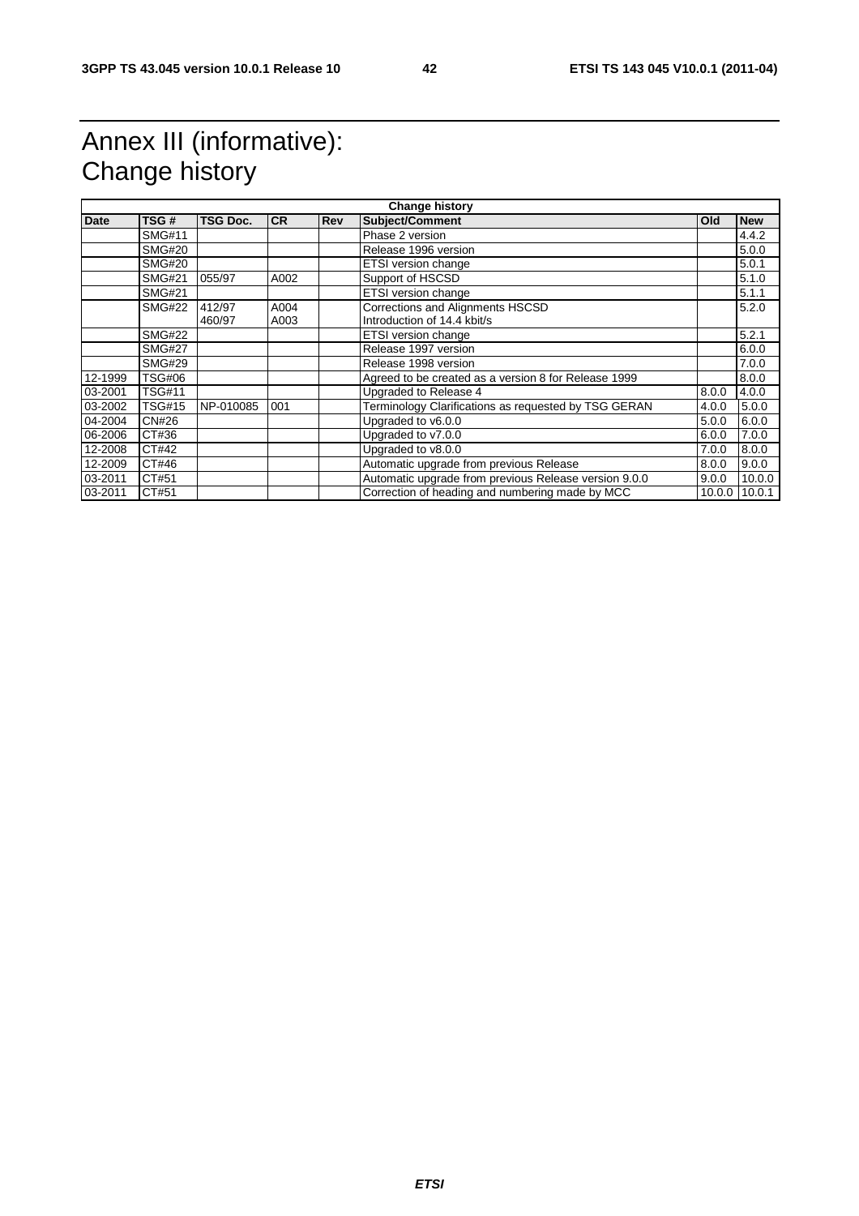# Annex III (informative): Change history

| Change history | | | | | | | |
|---|---|---|---|---|---|---|---|
| **Date** | **TSG #** | **TSG Doc.** | **CR** | **Rev** | **Subject/Comment** | **Old** | **New** |
| | SMG#11 | | | | Phase 2 version | | 4.4.2 |
| | SMG#20 | | | | Release 1996 version | | 5.0.0 |
| | SMG#20 | | | | ETSI version change | | 5.0.1 |
| | SMG#21 | 055/97 | A002 | | Support of HSCSD | | 5.1.0 |
| | SMG#21 | | | | ETSI version change | | 5.1.1 |
| | SMG#22 | 412/97<br>460/97 | A004<br>A003 | | Corrections and Alignments HSCSD<br>Introduction of 14.4 kbit/s | | 5.2.0 |
| | SMG#22 | | | | ETSI version change | | 5.2.1 |
| | SMG#27 | | | | Release 1997 version | | 6.0.0 |
| | SMG#29 | | | | Release 1998 version | | 7.0.0 |
| 12-1999 | TSG#06 | | | | Agreed to be created as a version 8 for Release 1999 | | 8.0.0 |
| 03-2001 | TSG#11 | | | | Upgraded to Release 4 | 8.0.0 | 4.0.0 |
| 03-2002 | TSG#15 | NP-010085 | 001 | | Terminology Clarifications as requested by TSG GERAN | 4.0.0 | 5.0.0 |
| 04-2004 | CN#26 | | | | Upgraded to v6.0.0 | 5.0.0 | 6.0.0 |
| 06-2006 | CT#36 | | | | Upgraded to v7.0.0 | 6.0.0 | 7.0.0 |
| 12-2008 | CT#42 | | | | Upgraded to v8.0.0 | 7.0.0 | 8.0.0 |
| 12-2009 | CT#46 | | | | Automatic upgrade from previous Release | 8.0.0 | 9.0.0 |
| 03-2011 | CT#51 | | | | Automatic upgrade from previous Release version 9.0.0 | 9.0.0 | 10.0.0 |
| 03-2011 | CT#51 | | | | Correction of heading and numbering made by MCC | 10.0.0 | 10.0.1 |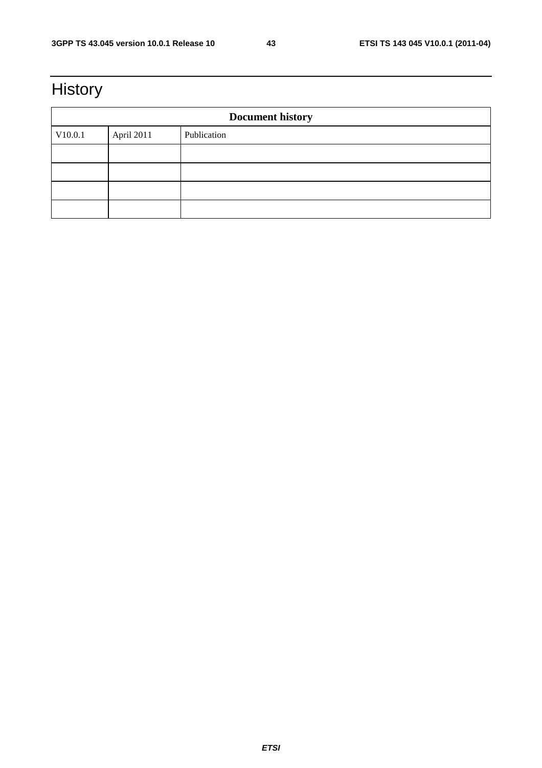# History

| Document history | | |
|---|---|---|
| V10.0.1 | April 2011 | Publication |
| | | |
| | | |
| | | |
| | | |